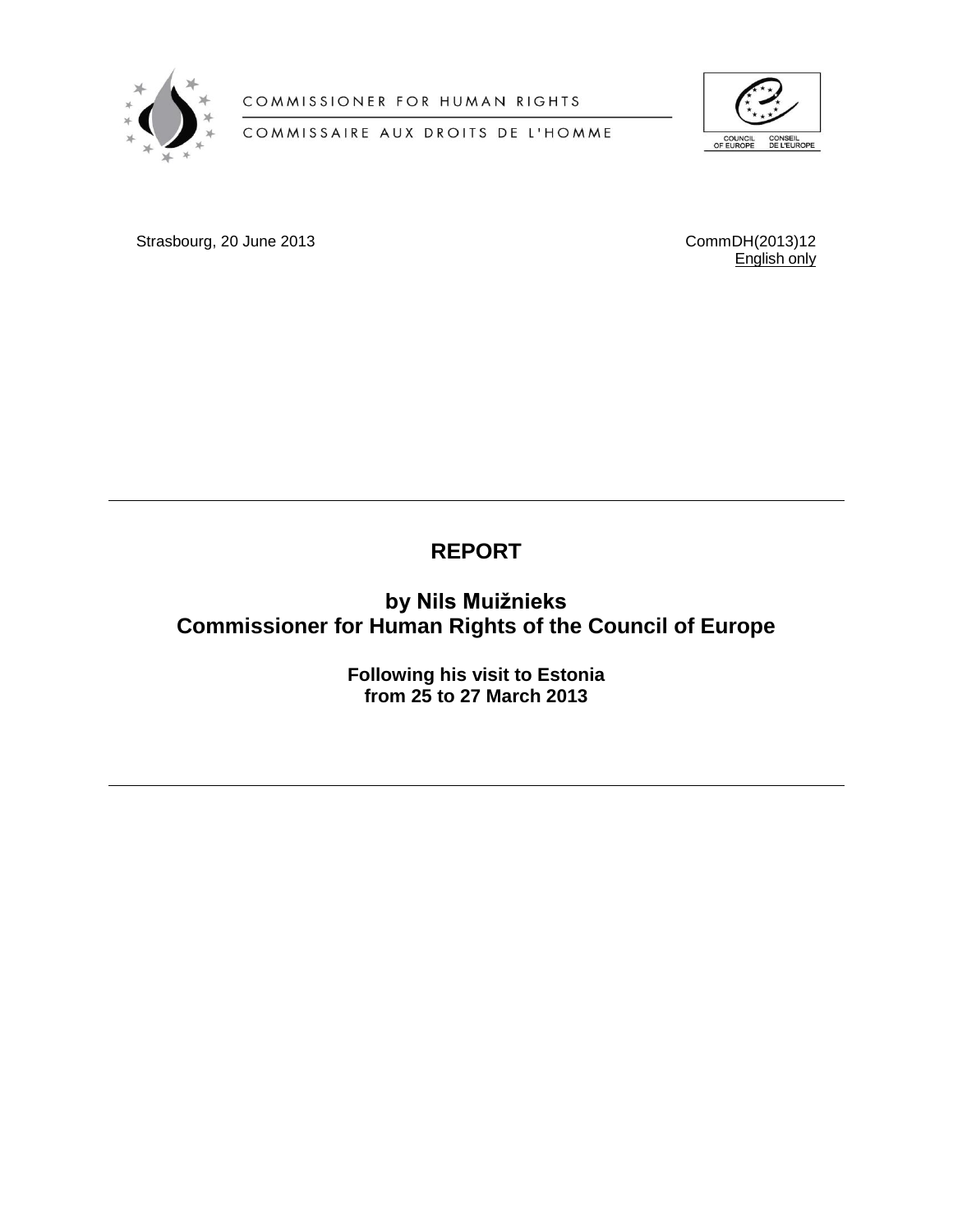COMMISSIONER FOR HUMAN RIGHTS

COMMISSAIRE AUX DROITS DE L'HOMME

COUNCIL OF EUROPE CONSEIL DE L'EUROPE

Strasbourg, 20 June 2013

CommDH(2013)12
English only

---

# REPORT

## by Nils Muižnieks
## Commissioner for Human Rights of the Council of Europe

**Following his visit to Estonia**
**from 25 to 27 March 2013**

---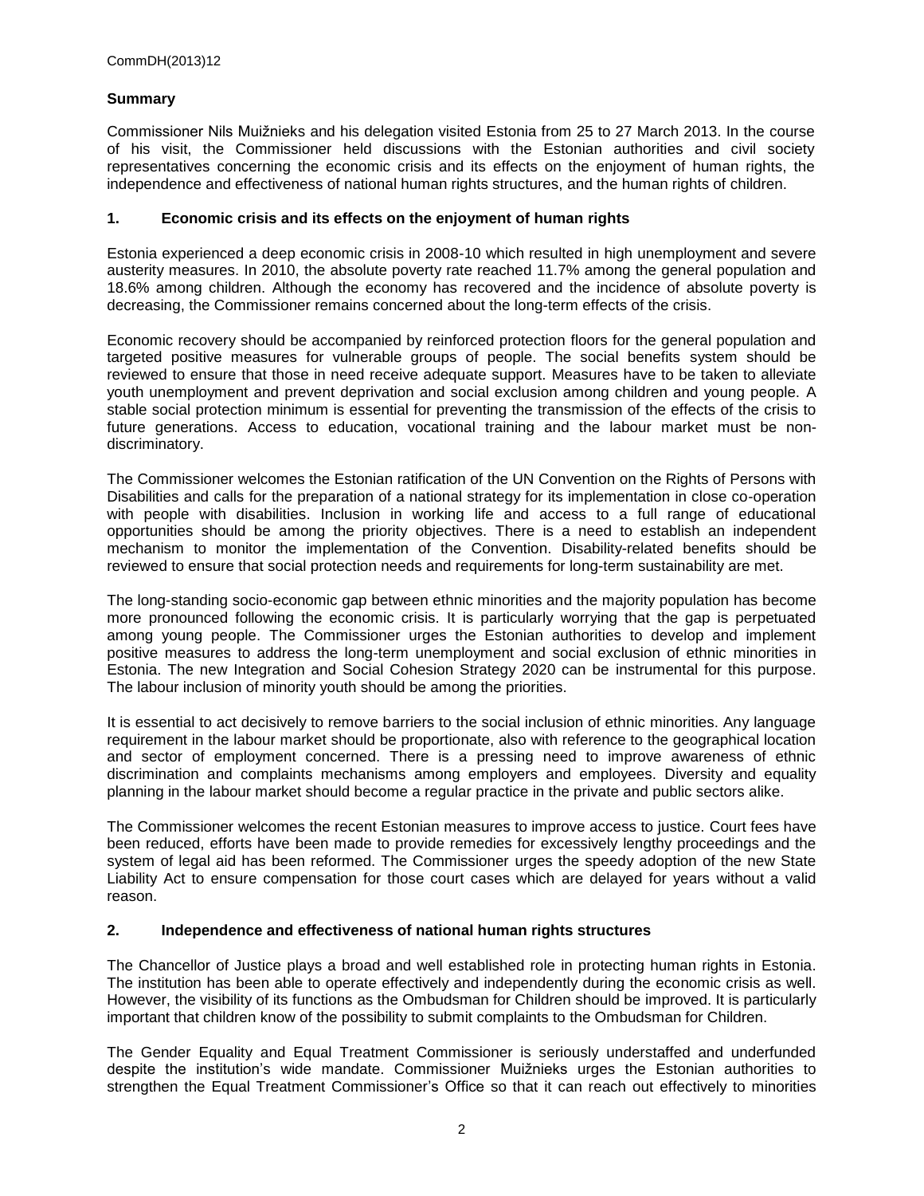## Summary

Commissioner Nils Muižnieks and his delegation visited Estonia from 25 to 27 March 2013. In the course of his visit, the Commissioner held discussions with the Estonian authorities and civil society representatives concerning the economic crisis and its effects on the enjoyment of human rights, the independence and effectiveness of national human rights structures, and the human rights of children.

### 1. Economic crisis and its effects on the enjoyment of human rights

Estonia experienced a deep economic crisis in 2008-10 which resulted in high unemployment and severe austerity measures. In 2010, the absolute poverty rate reached 11.7% among the general population and 18.6% among children. Although the economy has recovered and the incidence of absolute poverty is decreasing, the Commissioner remains concerned about the long-term effects of the crisis.

Economic recovery should be accompanied by reinforced protection floors for the general population and targeted positive measures for vulnerable groups of people. The social benefits system should be reviewed to ensure that those in need receive adequate support. Measures have to be taken to alleviate youth unemployment and prevent deprivation and social exclusion among children and young people. A stable social protection minimum is essential for preventing the transmission of the effects of the crisis to future generations. Access to education, vocational training and the labour market must be non-discriminatory.

The Commissioner welcomes the Estonian ratification of the UN Convention on the Rights of Persons with Disabilities and calls for the preparation of a national strategy for its implementation in close co-operation with people with disabilities. Inclusion in working life and access to a full range of educational opportunities should be among the priority objectives. There is a need to establish an independent mechanism to monitor the implementation of the Convention. Disability-related benefits should be reviewed to ensure that social protection needs and requirements for long-term sustainability are met.

The long-standing socio-economic gap between ethnic minorities and the majority population has become more pronounced following the economic crisis. It is particularly worrying that the gap is perpetuated among young people. The Commissioner urges the Estonian authorities to develop and implement positive measures to address the long-term unemployment and social exclusion of ethnic minorities in Estonia. The new Integration and Social Cohesion Strategy 2020 can be instrumental for this purpose. The labour inclusion of minority youth should be among the priorities.

It is essential to act decisively to remove barriers to the social inclusion of ethnic minorities. Any language requirement in the labour market should be proportionate, also with reference to the geographical location and sector of employment concerned. There is a pressing need to improve awareness of ethnic discrimination and complaints mechanisms among employers and employees. Diversity and equality planning in the labour market should become a regular practice in the private and public sectors alike.

The Commissioner welcomes the recent Estonian measures to improve access to justice. Court fees have been reduced, efforts have been made to provide remedies for excessively lengthy proceedings and the system of legal aid has been reformed. The Commissioner urges the speedy adoption of the new State Liability Act to ensure compensation for those court cases which are delayed for years without a valid reason.

### 2. Independence and effectiveness of national human rights structures

The Chancellor of Justice plays a broad and well established role in protecting human rights in Estonia. The institution has been able to operate effectively and independently during the economic crisis as well. However, the visibility of its functions as the Ombudsman for Children should be improved. It is particularly important that children know of the possibility to submit complaints to the Ombudsman for Children.

The Gender Equality and Equal Treatment Commissioner is seriously understaffed and underfunded despite the institution's wide mandate. Commissioner Muižnieks urges the Estonian authorities to strengthen the Equal Treatment Commissioner's Office so that it can reach out effectively to minorities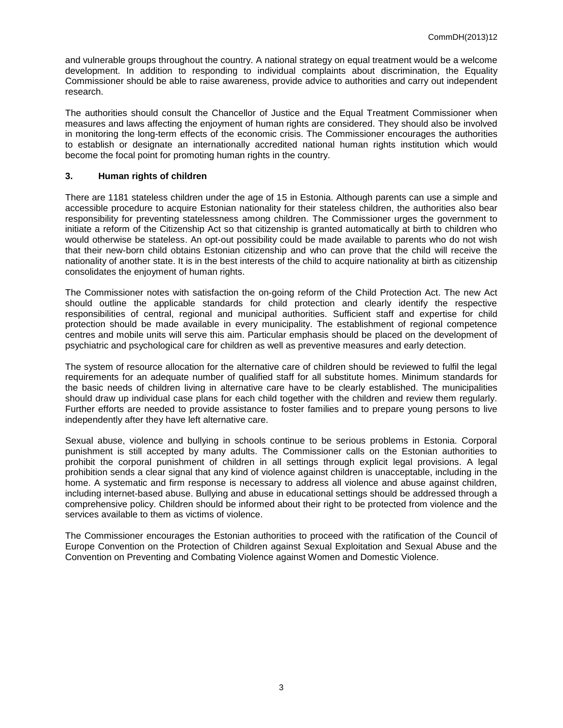and vulnerable groups throughout the country. A national strategy on equal treatment would be a welcome development. In addition to responding to individual complaints about discrimination, the Equality Commissioner should be able to raise awareness, provide advice to authorities and carry out independent research.

The authorities should consult the Chancellor of Justice and the Equal Treatment Commissioner when measures and laws affecting the enjoyment of human rights are considered. They should also be involved in monitoring the long-term effects of the economic crisis. The Commissioner encourages the authorities to establish or designate an internationally accredited national human rights institution which would become the focal point for promoting human rights in the country.

### 3. Human rights of children

There are 1181 stateless children under the age of 15 in Estonia. Although parents can use a simple and accessible procedure to acquire Estonian nationality for their stateless children, the authorities also bear responsibility for preventing statelessness among children. The Commissioner urges the government to initiate a reform of the Citizenship Act so that citizenship is granted automatically at birth to children who would otherwise be stateless. An opt-out possibility could be made available to parents who do not wish that their new-born child obtains Estonian citizenship and who can prove that the child will receive the nationality of another state. It is in the best interests of the child to acquire nationality at birth as citizenship consolidates the enjoyment of human rights.

The Commissioner notes with satisfaction the on-going reform of the Child Protection Act. The new Act should outline the applicable standards for child protection and clearly identify the respective responsibilities of central, regional and municipal authorities. Sufficient staff and expertise for child protection should be made available in every municipality. The establishment of regional competence centres and mobile units will serve this aim. Particular emphasis should be placed on the development of psychiatric and psychological care for children as well as preventive measures and early detection.

The system of resource allocation for the alternative care of children should be reviewed to fulfil the legal requirements for an adequate number of qualified staff for all substitute homes. Minimum standards for the basic needs of children living in alternative care have to be clearly established. The municipalities should draw up individual case plans for each child together with the children and review them regularly. Further efforts are needed to provide assistance to foster families and to prepare young persons to live independently after they have left alternative care.

Sexual abuse, violence and bullying in schools continue to be serious problems in Estonia. Corporal punishment is still accepted by many adults. The Commissioner calls on the Estonian authorities to prohibit the corporal punishment of children in all settings through explicit legal provisions. A legal prohibition sends a clear signal that any kind of violence against children is unacceptable, including in the home. A systematic and firm response is necessary to address all violence and abuse against children, including internet-based abuse. Bullying and abuse in educational settings should be addressed through a comprehensive policy. Children should be informed about their right to be protected from violence and the services available to them as victims of violence.

The Commissioner encourages the Estonian authorities to proceed with the ratification of the Council of Europe Convention on the Protection of Children against Sexual Exploitation and Sexual Abuse and the Convention on Preventing and Combating Violence against Women and Domestic Violence.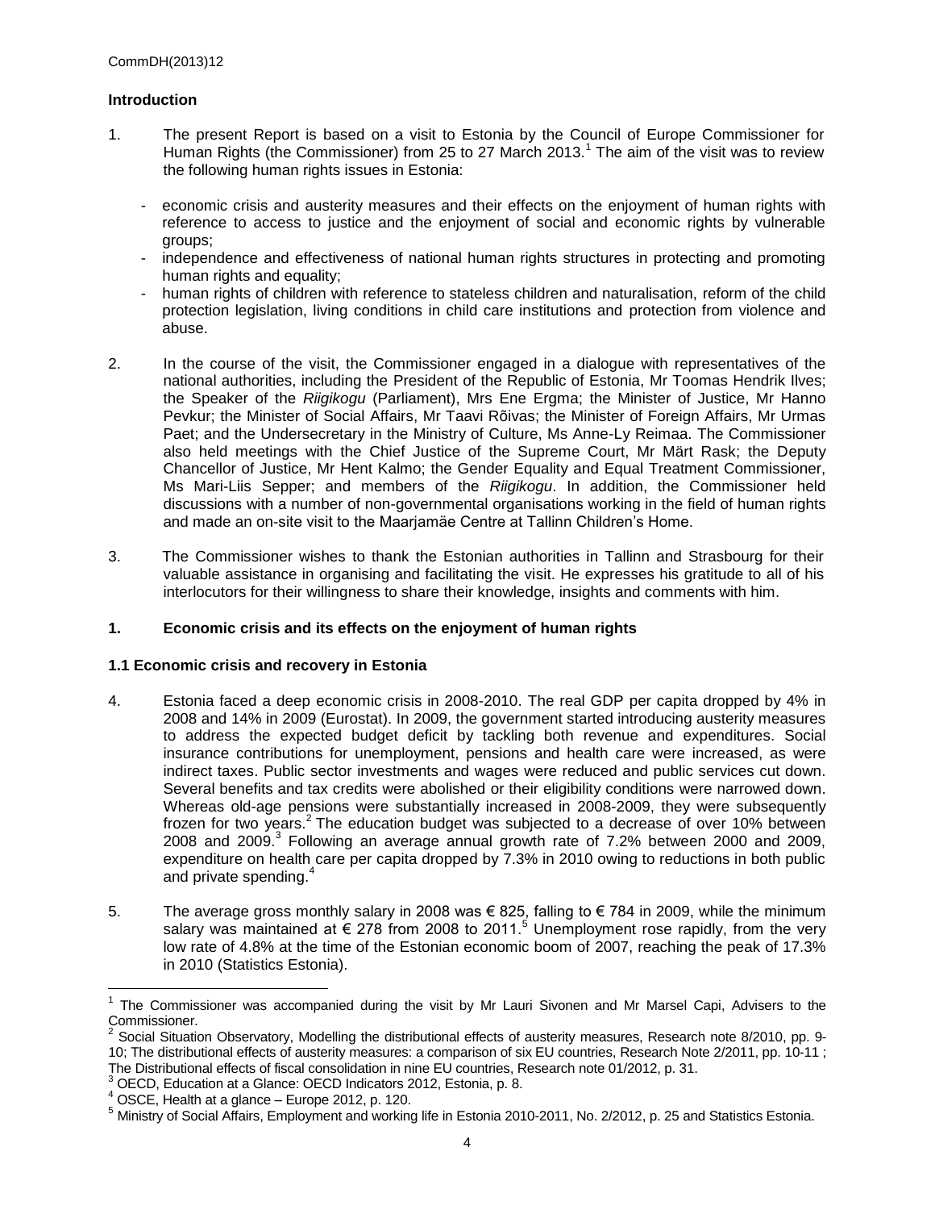## Introduction

1. The present Report is based on a visit to Estonia by the Council of Europe Commissioner for Human Rights (the Commissioner) from 25 to 27 March 2013.[1] The aim of the visit was to review the following human rights issues in Estonia:

   - economic crisis and austerity measures and their effects on the enjoyment of human rights with reference to access to justice and the enjoyment of social and economic rights by vulnerable groups;
   - independence and effectiveness of national human rights structures in protecting and promoting human rights and equality;
   - human rights of children with reference to stateless children and naturalisation, reform of the child protection legislation, living conditions in child care institutions and protection from violence and abuse.

2. In the course of the visit, the Commissioner engaged in a dialogue with representatives of the national authorities, including the President of the Republic of Estonia, Mr Toomas Hendrik Ilves; the Speaker of the *Riigikogu* (Parliament), Mrs Ene Ergma; the Minister of Justice, Mr Hanno Pevkur; the Minister of Social Affairs, Mr Taavi Rõivas; the Minister of Foreign Affairs, Mr Urmas Paet; and the Undersecretary in the Ministry of Culture, Ms Anne-Ly Reimaa. The Commissioner also held meetings with the Chief Justice of the Supreme Court, Mr Märt Rask; the Deputy Chancellor of Justice, Mr Hent Kalmo; the Gender Equality and Equal Treatment Commissioner, Ms Mari-Liis Sepper; and members of the *Riigikogu*. In addition, the Commissioner held discussions with a number of non-governmental organisations working in the field of human rights and made an on-site visit to the Maarjamäe Centre at Tallinn Children's Home.

3. The Commissioner wishes to thank the Estonian authorities in Tallinn and Strasbourg for their valuable assistance in organising and facilitating the visit. He expresses his gratitude to all of his interlocutors for their willingness to share their knowledge, insights and comments with him.

## 1. Economic crisis and its effects on the enjoyment of human rights

### 1.1 Economic crisis and recovery in Estonia

4. Estonia faced a deep economic crisis in 2008-2010. The real GDP per capita dropped by 4% in 2008 and 14% in 2009 (Eurostat). In 2009, the government started introducing austerity measures to address the expected budget deficit by tackling both revenue and expenditures. Social insurance contributions for unemployment, pensions and health care were increased, as were indirect taxes. Public sector investments and wages were reduced and public services cut down. Several benefits and tax credits were abolished or their eligibility conditions were narrowed down. Whereas old-age pensions were substantially increased in 2008-2009, they were subsequently frozen for two years.[2] The education budget was subjected to a decrease of over 10% between 2008 and 2009.[3] Following an average annual growth rate of 7.2% between 2000 and 2009, expenditure on health care per capita dropped by 7.3% in 2010 owing to reductions in both public and private spending.[4]

5. The average gross monthly salary in 2008 was € 825, falling to € 784 in 2009, while the minimum salary was maintained at € 278 from 2008 to 2011.[5] Unemployment rose rapidly, from the very low rate of 4.8% at the time of the Estonian economic boom of 2007, reaching the peak of 17.3% in 2010 (Statistics Estonia).

---

[1] The Commissioner was accompanied during the visit by Mr Lauri Sivonen and Mr Marsel Capi, Advisers to the Commissioner.

[2] Social Situation Observatory, Modelling the distributional effects of austerity measures, Research note 8/2010, pp. 9-10; The distributional effects of austerity measures: a comparison of six EU countries, Research Note 2/2011, pp. 10-11 ; The Distributional effects of fiscal consolidation in nine EU countries, Research note 01/2012, p. 31.

[3] OECD, Education at a Glance: OECD Indicators 2012, Estonia, p. 8.

[4] OSCE, Health at a glance – Europe 2012, p. 120.

[5] Ministry of Social Affairs, Employment and working life in Estonia 2010-2011, No. 2/2012, p. 25 and Statistics Estonia.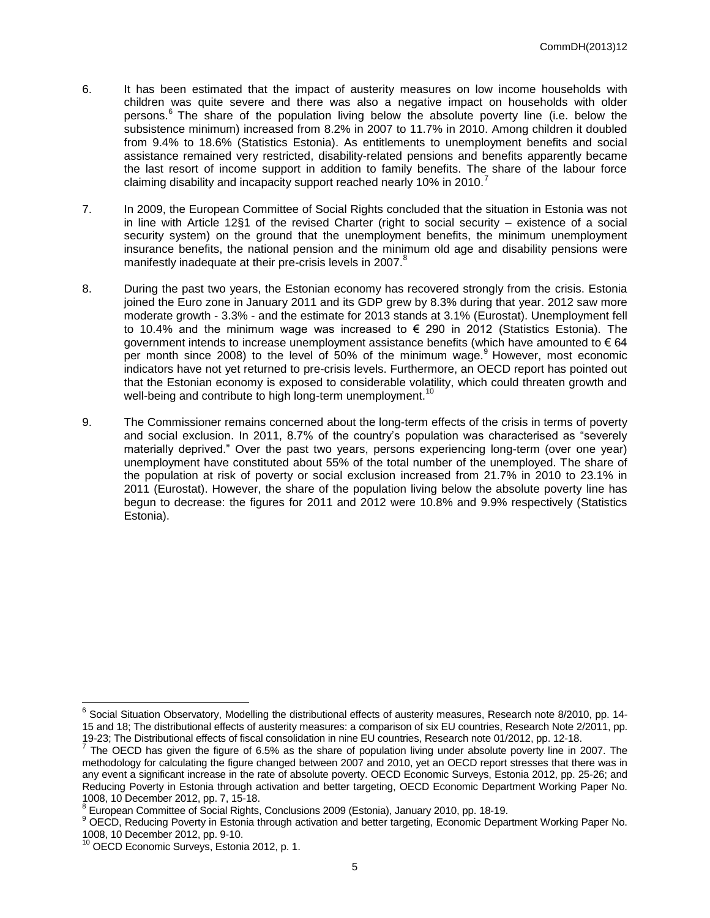6. It has been estimated that the impact of austerity measures on low income households with children was quite severe and there was also a negative impact on households with older persons.[6] The share of the population living below the absolute poverty line (i.e. below the subsistence minimum) increased from 8.2% in 2007 to 11.7% in 2010. Among children it doubled from 9.4% to 18.6% (Statistics Estonia). As entitlements to unemployment benefits and social assistance remained very restricted, disability-related pensions and benefits apparently became the last resort of income support in addition to family benefits. The share of the labour force claiming disability and incapacity support reached nearly 10% in 2010.[7]

7. In 2009, the European Committee of Social Rights concluded that the situation in Estonia was not in line with Article 12§1 of the revised Charter (right to social security – existence of a social security system) on the ground that the unemployment benefits, the minimum unemployment insurance benefits, the national pension and the minimum old age and disability pensions were manifestly inadequate at their pre-crisis levels in 2007.[8]

8. During the past two years, the Estonian economy has recovered strongly from the crisis. Estonia joined the Euro zone in January 2011 and its GDP grew by 8.3% during that year. 2012 saw more moderate growth - 3.3% - and the estimate for 2013 stands at 3.1% (Eurostat). Unemployment fell to 10.4% and the minimum wage was increased to € 290 in 2012 (Statistics Estonia). The government intends to increase unemployment assistance benefits (which have amounted to € 64 per month since 2008) to the level of 50% of the minimum wage.[9] However, most economic indicators have not yet returned to pre-crisis levels. Furthermore, an OECD report has pointed out that the Estonian economy is exposed to considerable volatility, which could threaten growth and well-being and contribute to high long-term unemployment.[10]

9. The Commissioner remains concerned about the long-term effects of the crisis in terms of poverty and social exclusion. In 2011, 8.7% of the country's population was characterised as "severely materially deprived." Over the past two years, persons experiencing long-term (over one year) unemployment have constituted about 55% of the total number of the unemployed. The share of the population at risk of poverty or social exclusion increased from 21.7% in 2010 to 23.1% in 2011 (Eurostat). However, the share of the population living below the absolute poverty line has begun to decrease: the figures for 2011 and 2012 were 10.8% and 9.9% respectively (Statistics Estonia).

---

[6] Social Situation Observatory, Modelling the distributional effects of austerity measures, Research note 8/2010, pp. 14-15 and 18; The distributional effects of austerity measures: a comparison of six EU countries, Research Note 2/2011, pp. 19-23; The Distributional effects of fiscal consolidation in nine EU countries, Research note 01/2012, pp. 12-18.

[7] The OECD has given the figure of 6.5% as the share of population living under absolute poverty line in 2007. The methodology for calculating the figure changed between 2007 and 2010, yet an OECD report stresses that there was in any event a significant increase in the rate of absolute poverty. OECD Economic Surveys, Estonia 2012, pp. 25-26; and Reducing Poverty in Estonia through activation and better targeting, OECD Economic Department Working Paper No. 1008, 10 December 2012, pp. 7, 15-18.

[8] European Committee of Social Rights, Conclusions 2009 (Estonia), January 2010, pp. 18-19.

[9] OECD, Reducing Poverty in Estonia through activation and better targeting, Economic Department Working Paper No. 1008, 10 December 2012, pp. 9-10.

[10] OECD Economic Surveys, Estonia 2012, p. 1.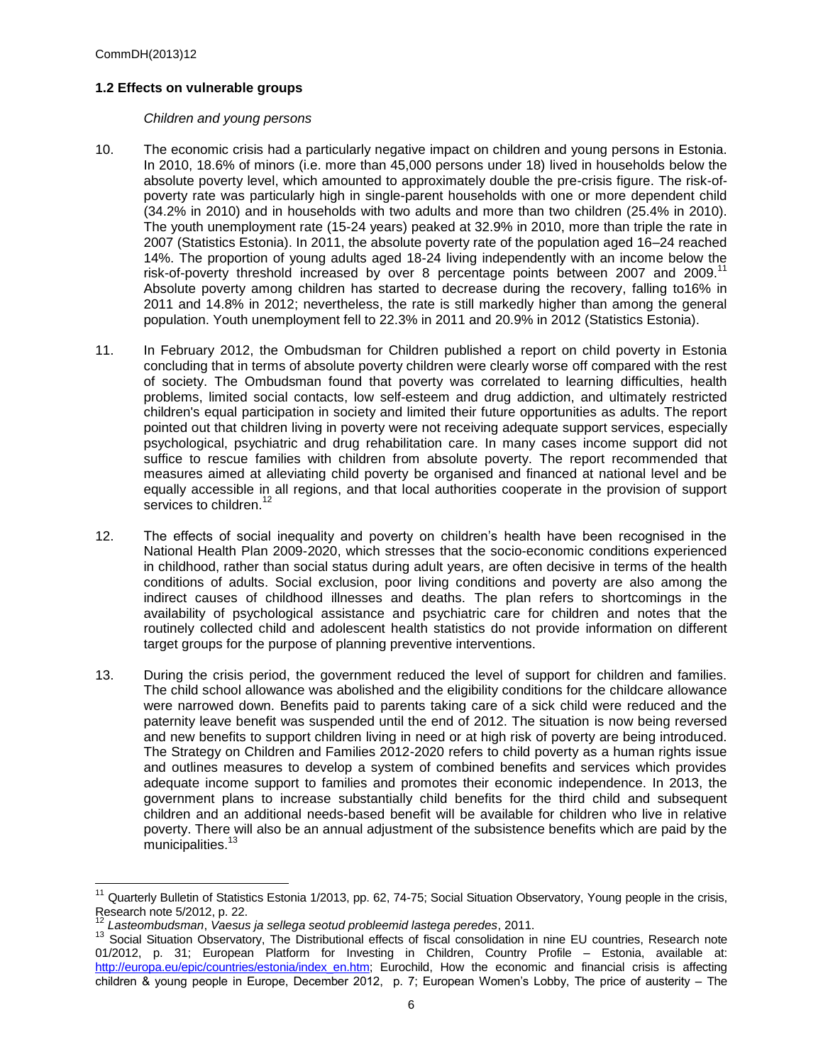## 1.2 Effects on vulnerable groups

*Children and young persons*

10. The economic crisis had a particularly negative impact on children and young persons in Estonia. In 2010, 18.6% of minors (i.e. more than 45,000 persons under 18) lived in households below the absolute poverty level, which amounted to approximately double the pre-crisis figure. The risk-of-poverty rate was particularly high in single-parent households with one or more dependent child (34.2% in 2010) and in households with two adults and more than two children (25.4% in 2010). The youth unemployment rate (15-24 years) peaked at 32.9% in 2010, more than triple the rate in 2007 (Statistics Estonia). In 2011, the absolute poverty rate of the population aged 16–24 reached 14%. The proportion of young adults aged 18-24 living independently with an income below the risk-of-poverty threshold increased by over 8 percentage points between 2007 and 2009.[11] Absolute poverty among children has started to decrease during the recovery, falling to16% in 2011 and 14.8% in 2012; nevertheless, the rate is still markedly higher than among the general population. Youth unemployment fell to 22.3% in 2011 and 20.9% in 2012 (Statistics Estonia).

11. In February 2012, the Ombudsman for Children published a report on child poverty in Estonia concluding that in terms of absolute poverty children were clearly worse off compared with the rest of society. The Ombudsman found that poverty was correlated to learning difficulties, health problems, limited social contacts, low self-esteem and drug addiction, and ultimately restricted children's equal participation in society and limited their future opportunities as adults. The report pointed out that children living in poverty were not receiving adequate support services, especially psychological, psychiatric and drug rehabilitation care. In many cases income support did not suffice to rescue families with children from absolute poverty. The report recommended that measures aimed at alleviating child poverty be organised and financed at national level and be equally accessible in all regions, and that local authorities cooperate in the provision of support services to children.[12]

12. The effects of social inequality and poverty on children's health have been recognised in the National Health Plan 2009-2020, which stresses that the socio-economic conditions experienced in childhood, rather than social status during adult years, are often decisive in terms of the health conditions of adults. Social exclusion, poor living conditions and poverty are also among the indirect causes of childhood illnesses and deaths. The plan refers to shortcomings in the availability of psychological assistance and psychiatric care for children and notes that the routinely collected child and adolescent health statistics do not provide information on different target groups for the purpose of planning preventive interventions.

13. During the crisis period, the government reduced the level of support for children and families. The child school allowance was abolished and the eligibility conditions for the childcare allowance were narrowed down. Benefits paid to parents taking care of a sick child were reduced and the paternity leave benefit was suspended until the end of 2012. The situation is now being reversed and new benefits to support children living in need or at high risk of poverty are being introduced. The Strategy on Children and Families 2012-2020 refers to child poverty as a human rights issue and outlines measures to develop a system of combined benefits and services which provides adequate income support to families and promotes their economic independence. In 2013, the government plans to increase substantially child benefits for the third child and subsequent children and an additional needs-based benefit will be available for children who live in relative poverty. There will also be an annual adjustment of the subsistence benefits which are paid by the municipalities.[13]

---

[11] Quarterly Bulletin of Statistics Estonia 1/2013, pp. 62, 74-75; Social Situation Observatory, Young people in the crisis, Research note 5/2012, p. 22.

[12] *Lasteombudsman*, *Vaesus ja sellega seotud probleemid lastega peredes*, 2011.

[13] Social Situation Observatory, The Distributional effects of fiscal consolidation in nine EU countries, Research note 01/2012, p. 31; European Platform for Investing in Children, Country Profile – Estonia, available at: http://europa.eu/epic/countries/estonia/index_en.htm; Eurochild, How the economic and financial crisis is affecting children & young people in Europe, December 2012, p. 7; European Women's Lobby, The price of austerity – The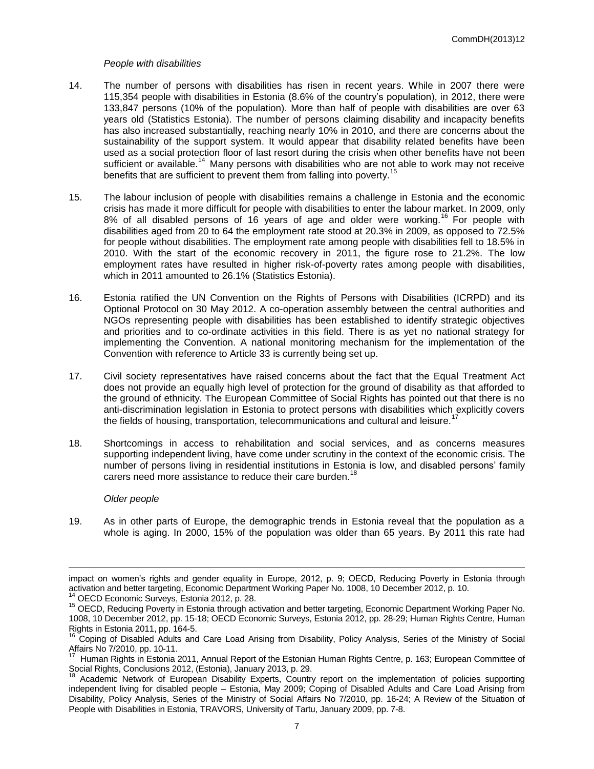*People with disabilities*

14. The number of persons with disabilities has risen in recent years. While in 2007 there were 115,354 people with disabilities in Estonia (8.6% of the country's population), in 2012, there were 133,847 persons (10% of the population). More than half of people with disabilities are over 63 years old (Statistics Estonia). The number of persons claiming disability and incapacity benefits has also increased substantially, reaching nearly 10% in 2010, and there are concerns about the sustainability of the support system. It would appear that disability related benefits have been used as a social protection floor of last resort during the crisis when other benefits have not been sufficient or available.[14] Many persons with disabilities who are not able to work may not receive benefits that are sufficient to prevent them from falling into poverty.[15]

15. The labour inclusion of people with disabilities remains a challenge in Estonia and the economic crisis has made it more difficult for people with disabilities to enter the labour market. In 2009, only 8% of all disabled persons of 16 years of age and older were working.[16] For people with disabilities aged from 20 to 64 the employment rate stood at 20.3% in 2009, as opposed to 72.5% for people without disabilities. The employment rate among people with disabilities fell to 18.5% in 2010. With the start of the economic recovery in 2011, the figure rose to 21.2%. The low employment rates have resulted in higher risk-of-poverty rates among people with disabilities, which in 2011 amounted to 26.1% (Statistics Estonia).

16. Estonia ratified the UN Convention on the Rights of Persons with Disabilities (ICRPD) and its Optional Protocol on 30 May 2012. A co-operation assembly between the central authorities and NGOs representing people with disabilities has been established to identify strategic objectives and priorities and to co-ordinate activities in this field. There is as yet no national strategy for implementing the Convention. A national monitoring mechanism for the implementation of the Convention with reference to Article 33 is currently being set up.

17. Civil society representatives have raised concerns about the fact that the Equal Treatment Act does not provide an equally high level of protection for the ground of disability as that afforded to the ground of ethnicity. The European Committee of Social Rights has pointed out that there is no anti-discrimination legislation in Estonia to protect persons with disabilities which explicitly covers the fields of housing, transportation, telecommunications and cultural and leisure.[17]

18. Shortcomings in access to rehabilitation and social services, and as concerns measures supporting independent living, have come under scrutiny in the context of the economic crisis. The number of persons living in residential institutions in Estonia is low, and disabled persons' family carers need more assistance to reduce their care burden.[18]

*Older people*

19. As in other parts of Europe, the demographic trends in Estonia reveal that the population as a whole is aging. In 2000, 15% of the population was older than 65 years. By 2011 this rate had

---

impact on women's rights and gender equality in Europe, 2012, p. 9; OECD, Reducing Poverty in Estonia through activation and better targeting, Economic Department Working Paper No. 1008, 10 December 2012, p. 10.

[14] OECD Economic Surveys, Estonia 2012, p. 28.

[15] OECD, Reducing Poverty in Estonia through activation and better targeting, Economic Department Working Paper No. 1008, 10 December 2012, pp. 15-18; OECD Economic Surveys, Estonia 2012, pp. 28-29; Human Rights Centre, Human Rights in Estonia 2011, pp. 164-5.

[16] Coping of Disabled Adults and Care Load Arising from Disability, Policy Analysis, Series of the Ministry of Social Affairs No 7/2010, pp. 10-11.

[17] Human Rights in Estonia 2011, Annual Report of the Estonian Human Rights Centre, p. 163; European Committee of Social Rights, Conclusions 2012, (Estonia), January 2013, p. 29.

[18] Academic Network of European Disability Experts, Country report on the implementation of policies supporting independent living for disabled people – Estonia, May 2009; Coping of Disabled Adults and Care Load Arising from Disability, Policy Analysis, Series of the Ministry of Social Affairs No 7/2010, pp. 16-24; A Review of the Situation of People with Disabilities in Estonia, TRAVORS, University of Tartu, January 2009, pp. 7-8.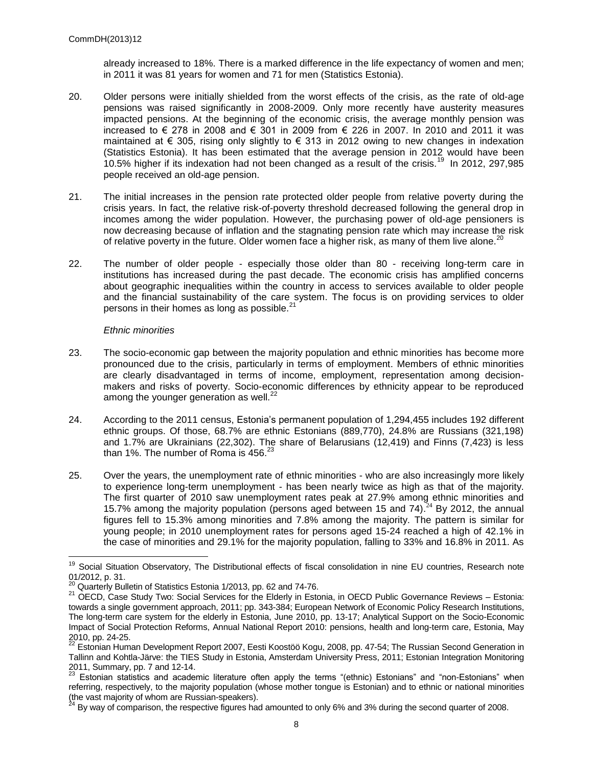already increased to 18%. There is a marked difference in the life expectancy of women and men; in 2011 it was 81 years for women and 71 for men (Statistics Estonia).

20. Older persons were initially shielded from the worst effects of the crisis, as the rate of old-age pensions was raised significantly in 2008-2009. Only more recently have austerity measures impacted pensions. At the beginning of the economic crisis, the average monthly pension was increased to € 278 in 2008 and € 301 in 2009 from € 226 in 2007. In 2010 and 2011 it was maintained at € 305, rising only slightly to € 313 in 2012 owing to new changes in indexation (Statistics Estonia). It has been estimated that the average pension in 2012 would have been 10.5% higher if its indexation had not been changed as a result of the crisis.[19] In 2012, 297,985 people received an old-age pension.

21. The initial increases in the pension rate protected older people from relative poverty during the crisis years. In fact, the relative risk-of-poverty threshold decreased following the general drop in incomes among the wider population. However, the purchasing power of old-age pensioners is now decreasing because of inflation and the stagnating pension rate which may increase the risk of relative poverty in the future. Older women face a higher risk, as many of them live alone.[20]

22. The number of older people - especially those older than 80 - receiving long-term care in institutions has increased during the past decade. The economic crisis has amplified concerns about geographic inequalities within the country in access to services available to older people and the financial sustainability of the care system. The focus is on providing services to older persons in their homes as long as possible.[21]

*Ethnic minorities*

23. The socio-economic gap between the majority population and ethnic minorities has become more pronounced due to the crisis, particularly in terms of employment. Members of ethnic minorities are clearly disadvantaged in terms of income, employment, representation among decision-makers and risks of poverty. Socio-economic differences by ethnicity appear to be reproduced among the younger generation as well.[22]

24. According to the 2011 census, Estonia's permanent population of 1,294,455 includes 192 different ethnic groups. Of those, 68.7% are ethnic Estonians (889,770), 24.8% are Russians (321,198) and 1.7% are Ukrainians (22,302). The share of Belarusians (12,419) and Finns (7,423) is less than 1%. The number of Roma is 456.[23]

25. Over the years, the unemployment rate of ethnic minorities - who are also increasingly more likely to experience long-term unemployment - has been nearly twice as high as that of the majority. The first quarter of 2010 saw unemployment rates peak at 27.9% among ethnic minorities and 15.7% among the majority population (persons aged between 15 and 74).[24] By 2012, the annual figures fell to 15.3% among minorities and 7.8% among the majority. The pattern is similar for young people; in 2010 unemployment rates for persons aged 15-24 reached a high of 42.1% in the case of minorities and 29.1% for the majority population, falling to 33% and 16.8% in 2011. As

---

[19] Social Situation Observatory, The Distributional effects of fiscal consolidation in nine EU countries, Research note 01/2012, p. 31.

[20] Quarterly Bulletin of Statistics Estonia 1/2013, pp. 62 and 74-76.

[21] OECD, Case Study Two: Social Services for the Elderly in Estonia, in OECD Public Governance Reviews – Estonia: towards a single government approach, 2011; pp. 343-384; European Network of Economic Policy Research Institutions, The long-term care system for the elderly in Estonia, June 2010, pp. 13-17; Analytical Support on the Socio-Economic Impact of Social Protection Reforms, Annual National Report 2010: pensions, health and long-term care, Estonia, May 2010, pp. 24-25.

[22] Estonian Human Development Report 2007, Eesti Koostöö Kogu, 2008, pp. 47-54; The Russian Second Generation in Tallinn and Kohtla-Järve: the TIES Study in Estonia, Amsterdam University Press, 2011; Estonian Integration Monitoring 2011, Summary, pp. 7 and 12-14.

[23] Estonian statistics and academic literature often apply the terms "(ethnic) Estonians" and "non-Estonians" when referring, respectively, to the majority population (whose mother tongue is Estonian) and to ethnic or national minorities (the vast majority of whom are Russian-speakers).

[24] By way of comparison, the respective figures had amounted to only 6% and 3% during the second quarter of 2008.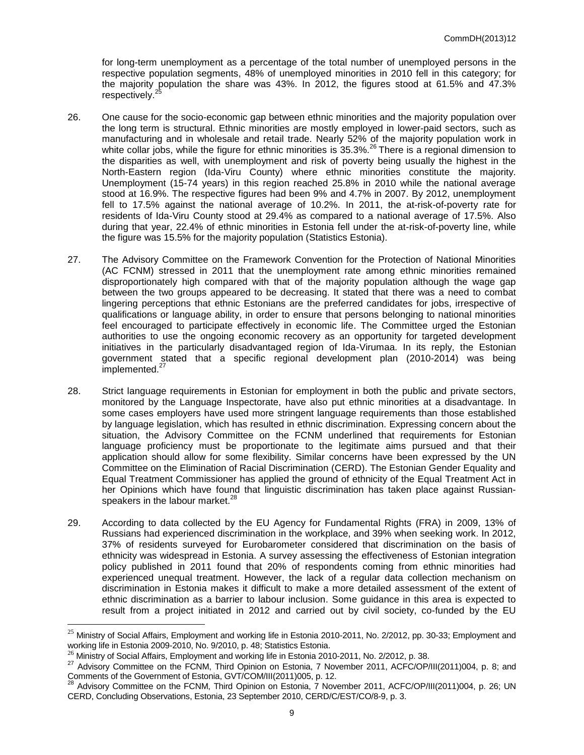for long-term unemployment as a percentage of the total number of unemployed persons in the respective population segments, 48% of unemployed minorities in 2010 fell in this category; for the majority population the share was 43%. In 2012, the figures stood at 61.5% and 47.3% respectively.[25]

26. One cause for the socio-economic gap between ethnic minorities and the majority population over the long term is structural. Ethnic minorities are mostly employed in lower-paid sectors, such as manufacturing and in wholesale and retail trade. Nearly 52% of the majority population work in white collar jobs, while the figure for ethnic minorities is 35.3%.[26] There is a regional dimension to the disparities as well, with unemployment and risk of poverty being usually the highest in the North-Eastern region (Ida-Viru County) where ethnic minorities constitute the majority. Unemployment (15-74 years) in this region reached 25.8% in 2010 while the national average stood at 16.9%. The respective figures had been 9% and 4.7% in 2007. By 2012, unemployment fell to 17.5% against the national average of 10.2%. In 2011, the at-risk-of-poverty rate for residents of Ida-Viru County stood at 29.4% as compared to a national average of 17.5%. Also during that year, 22.4% of ethnic minorities in Estonia fell under the at-risk-of-poverty line, while the figure was 15.5% for the majority population (Statistics Estonia).

27. The Advisory Committee on the Framework Convention for the Protection of National Minorities (AC FCNM) stressed in 2011 that the unemployment rate among ethnic minorities remained disproportionately high compared with that of the majority population although the wage gap between the two groups appeared to be decreasing. It stated that there was a need to combat lingering perceptions that ethnic Estonians are the preferred candidates for jobs, irrespective of qualifications or language ability, in order to ensure that persons belonging to national minorities feel encouraged to participate effectively in economic life. The Committee urged the Estonian authorities to use the ongoing economic recovery as an opportunity for targeted development initiatives in the particularly disadvantaged region of Ida-Virumaa. In its reply, the Estonian government stated that a specific regional development plan (2010-2014) was being implemented.[27]

28. Strict language requirements in Estonian for employment in both the public and private sectors, monitored by the Language Inspectorate, have also put ethnic minorities at a disadvantage. In some cases employers have used more stringent language requirements than those established by language legislation, which has resulted in ethnic discrimination. Expressing concern about the situation, the Advisory Committee on the FCNM underlined that requirements for Estonian language proficiency must be proportionate to the legitimate aims pursued and that their application should allow for some flexibility. Similar concerns have been expressed by the UN Committee on the Elimination of Racial Discrimination (CERD). The Estonian Gender Equality and Equal Treatment Commissioner has applied the ground of ethnicity of the Equal Treatment Act in her Opinions which have found that linguistic discrimination has taken place against Russian-speakers in the labour market.[28]

29. According to data collected by the EU Agency for Fundamental Rights (FRA) in 2009, 13% of Russians had experienced discrimination in the workplace, and 39% when seeking work. In 2012, 37% of residents surveyed for Eurobarometer considered that discrimination on the basis of ethnicity was widespread in Estonia. A survey assessing the effectiveness of Estonian integration policy published in 2011 found that 20% of respondents coming from ethnic minorities had experienced unequal treatment. However, the lack of a regular data collection mechanism on discrimination in Estonia makes it difficult to make a more detailed assessment of the extent of ethnic discrimination as a barrier to labour inclusion. Some guidance in this area is expected to result from a project initiated in 2012 and carried out by civil society, co-funded by the EU

---

[25] Ministry of Social Affairs, Employment and working life in Estonia 2010-2011, No. 2/2012, pp. 30-33; Employment and working life in Estonia 2009-2010, No. 9/2010, p. 48; Statistics Estonia.

[26] Ministry of Social Affairs, Employment and working life in Estonia 2010-2011, No. 2/2012, p. 38.

[27] Advisory Committee on the FCNM, Third Opinion on Estonia, 7 November 2011, ACFC/OP/III(2011)004, p. 8; and Comments of the Government of Estonia, GVT/COM/III(2011)005, p. 12.

[28] Advisory Committee on the FCNM, Third Opinion on Estonia, 7 November 2011, ACFC/OP/III(2011)004, p. 26; UN CERD, Concluding Observations, Estonia, 23 September 2010, CERD/C/EST/CO/8-9, p. 3.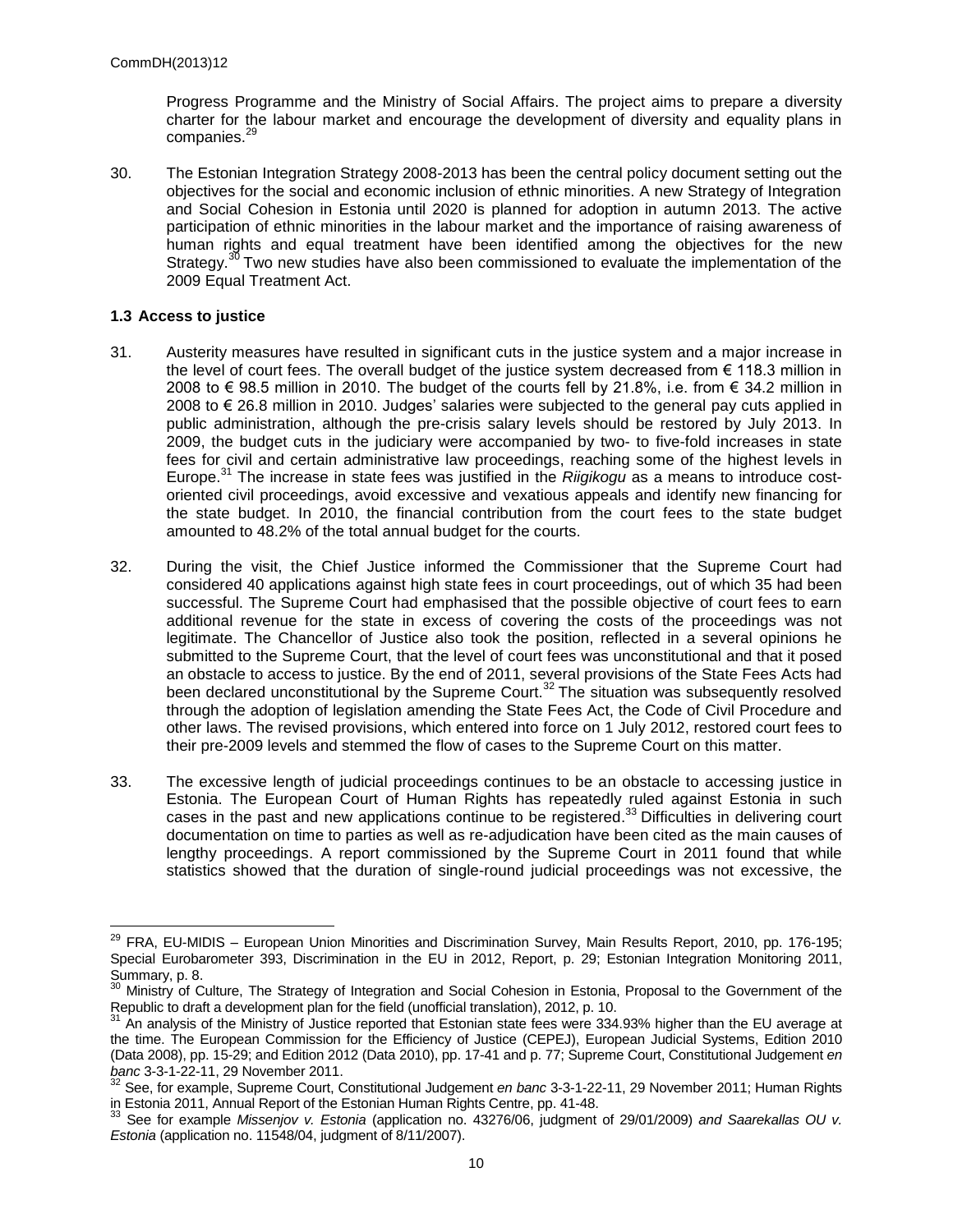Progress Programme and the Ministry of Social Affairs. The project aims to prepare a diversity charter for the labour market and encourage the development of diversity and equality plans in companies.[29]

30. The Estonian Integration Strategy 2008-2013 has been the central policy document setting out the objectives for the social and economic inclusion of ethnic minorities. A new Strategy of Integration and Social Cohesion in Estonia until 2020 is planned for adoption in autumn 2013. The active participation of ethnic minorities in the labour market and the importance of raising awareness of human rights and equal treatment have been identified among the objectives for the new Strategy.[30] Two new studies have also been commissioned to evaluate the implementation of the 2009 Equal Treatment Act.

### 1.3 Access to justice

31. Austerity measures have resulted in significant cuts in the justice system and a major increase in the level of court fees. The overall budget of the justice system decreased from € 118.3 million in 2008 to € 98.5 million in 2010. The budget of the courts fell by 21.8%, i.e. from € 34.2 million in 2008 to € 26.8 million in 2010. Judges' salaries were subjected to the general pay cuts applied in public administration, although the pre-crisis salary levels should be restored by July 2013. In 2009, the budget cuts in the judiciary were accompanied by two- to five-fold increases in state fees for civil and certain administrative law proceedings, reaching some of the highest levels in Europe.[31] The increase in state fees was justified in the *Riigikogu* as a means to introduce cost-oriented civil proceedings, avoid excessive and vexatious appeals and identify new financing for the state budget. In 2010, the financial contribution from the court fees to the state budget amounted to 48.2% of the total annual budget for the courts.

32. During the visit, the Chief Justice informed the Commissioner that the Supreme Court had considered 40 applications against high state fees in court proceedings, out of which 35 had been successful. The Supreme Court had emphasised that the possible objective of court fees to earn additional revenue for the state in excess of covering the costs of the proceedings was not legitimate. The Chancellor of Justice also took the position, reflected in a several opinions he submitted to the Supreme Court, that the level of court fees was unconstitutional and that it posed an obstacle to access to justice. By the end of 2011, several provisions of the State Fees Acts had been declared unconstitutional by the Supreme Court.[32] The situation was subsequently resolved through the adoption of legislation amending the State Fees Act, the Code of Civil Procedure and other laws. The revised provisions, which entered into force on 1 July 2012, restored court fees to their pre-2009 levels and stemmed the flow of cases to the Supreme Court on this matter.

33. The excessive length of judicial proceedings continues to be an obstacle to accessing justice in Estonia. The European Court of Human Rights has repeatedly ruled against Estonia in such cases in the past and new applications continue to be registered.[33] Difficulties in delivering court documentation on time to parties as well as re-adjudication have been cited as the main causes of lengthy proceedings. A report commissioned by the Supreme Court in 2011 found that while statistics showed that the duration of single-round judicial proceedings was not excessive, the

---

[29] FRA, EU-MIDIS – European Union Minorities and Discrimination Survey, Main Results Report, 2010, pp. 176-195; Special Eurobarometer 393, Discrimination in the EU in 2012, Report, p. 29; Estonian Integration Monitoring 2011, Summary, p. 8.

[30] Ministry of Culture, The Strategy of Integration and Social Cohesion in Estonia, Proposal to the Government of the Republic to draft a development plan for the field (unofficial translation), 2012, p. 10.

[31] An analysis of the Ministry of Justice reported that Estonian state fees were 334.93% higher than the EU average at the time. The European Commission for the Efficiency of Justice (CEPEJ), European Judicial Systems, Edition 2010 (Data 2008), pp. 15-29; and Edition 2012 (Data 2010), pp. 17-41 and p. 77; Supreme Court, Constitutional Judgement *en banc* 3-3-1-22-11, 29 November 2011.

[32] See, for example, Supreme Court, Constitutional Judgement *en banc* 3-3-1-22-11, 29 November 2011; Human Rights in Estonia 2011, Annual Report of the Estonian Human Rights Centre, pp. 41-48.

[33] See for example *Missenjov v. Estonia* (application no. 43276/06, judgment of 29/01/2009) *and Saarekallas OU v. Estonia* (application no. 11548/04, judgment of 8/11/2007).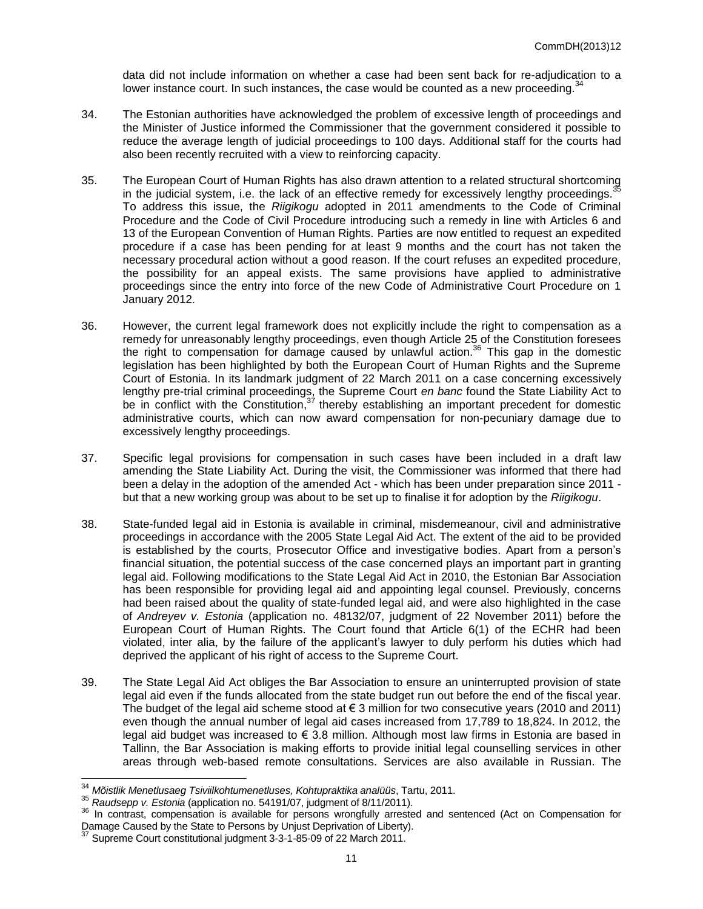data did not include information on whether a case had been sent back for re-adjudication to a lower instance court. In such instances, the case would be counted as a new proceeding.[34]

34. The Estonian authorities have acknowledged the problem of excessive length of proceedings and the Minister of Justice informed the Commissioner that the government considered it possible to reduce the average length of judicial proceedings to 100 days. Additional staff for the courts had also been recently recruited with a view to reinforcing capacity.

35. The European Court of Human Rights has also drawn attention to a related structural shortcoming in the judicial system, i.e. the lack of an effective remedy for excessively lengthy proceedings.[35] To address this issue, the *Riigikogu* adopted in 2011 amendments to the Code of Criminal Procedure and the Code of Civil Procedure introducing such a remedy in line with Articles 6 and 13 of the European Convention of Human Rights. Parties are now entitled to request an expedited procedure if a case has been pending for at least 9 months and the court has not taken the necessary procedural action without a good reason. If the court refuses an expedited procedure, the possibility for an appeal exists. The same provisions have applied to administrative proceedings since the entry into force of the new Code of Administrative Court Procedure on 1 January 2012.

36. However, the current legal framework does not explicitly include the right to compensation as a remedy for unreasonably lengthy proceedings, even though Article 25 of the Constitution foresees the right to compensation for damage caused by unlawful action.[36] This gap in the domestic legislation has been highlighted by both the European Court of Human Rights and the Supreme Court of Estonia. In its landmark judgment of 22 March 2011 on a case concerning excessively lengthy pre-trial criminal proceedings, the Supreme Court *en banc* found the State Liability Act to be in conflict with the Constitution,[37] thereby establishing an important precedent for domestic administrative courts, which can now award compensation for non-pecuniary damage due to excessively lengthy proceedings.

37. Specific legal provisions for compensation in such cases have been included in a draft law amending the State Liability Act. During the visit, the Commissioner was informed that there had been a delay in the adoption of the amended Act - which has been under preparation since 2011 - but that a new working group was about to be set up to finalise it for adoption by the *Riigikogu*.

38. State-funded legal aid in Estonia is available in criminal, misdemeanour, civil and administrative proceedings in accordance with the 2005 State Legal Aid Act. The extent of the aid to be provided is established by the courts, Prosecutor Office and investigative bodies. Apart from a person's financial situation, the potential success of the case concerned plays an important part in granting legal aid. Following modifications to the State Legal Aid Act in 2010, the Estonian Bar Association has been responsible for providing legal aid and appointing legal counsel. Previously, concerns had been raised about the quality of state-funded legal aid, and were also highlighted in the case of *Andreyev v. Estonia* (application no. 48132/07, judgment of 22 November 2011) before the European Court of Human Rights. The Court found that Article 6(1) of the ECHR had been violated, inter alia, by the failure of the applicant's lawyer to duly perform his duties which had deprived the applicant of his right of access to the Supreme Court.

39. The State Legal Aid Act obliges the Bar Association to ensure an uninterrupted provision of state legal aid even if the funds allocated from the state budget run out before the end of the fiscal year. The budget of the legal aid scheme stood at € 3 million for two consecutive years (2010 and 2011) even though the annual number of legal aid cases increased from 17,789 to 18,824. In 2012, the legal aid budget was increased to € 3.8 million. Although most law firms in Estonia are based in Tallinn, the Bar Association is making efforts to provide initial legal counselling services in other areas through web-based remote consultations. Services are also available in Russian. The

---

[34] *Mõistlik Menetlusaeg Tsiviilkohtumenetluses, Kohtupraktika analüüs*, Tartu, 2011.

[35] *Raudsepp v. Estonia* (application no. 54191/07, judgment of 8/11/2011).

[36] In contrast, compensation is available for persons wrongfully arrested and sentenced (Act on Compensation for Damage Caused by the State to Persons by Unjust Deprivation of Liberty).

[37] Supreme Court constitutional judgment 3-3-1-85-09 of 22 March 2011.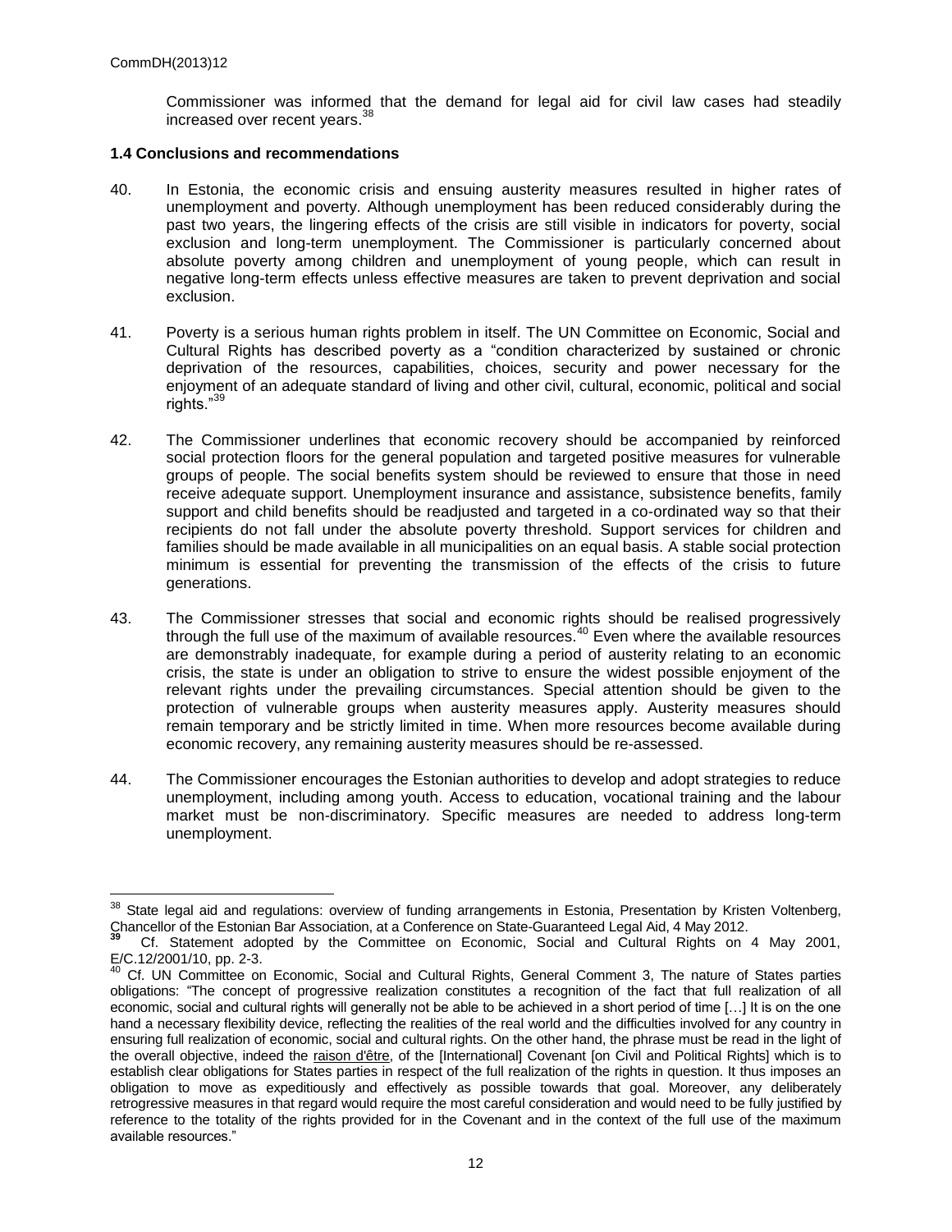Commissioner was informed that the demand for legal aid for civil law cases had steadily increased over recent years.[38]

### 1.4 Conclusions and recommendations

40. In Estonia, the economic crisis and ensuing austerity measures resulted in higher rates of unemployment and poverty. Although unemployment has been reduced considerably during the past two years, the lingering effects of the crisis are still visible in indicators for poverty, social exclusion and long-term unemployment. The Commissioner is particularly concerned about absolute poverty among children and unemployment of young people, which can result in negative long-term effects unless effective measures are taken to prevent deprivation and social exclusion.

41. Poverty is a serious human rights problem in itself. The UN Committee on Economic, Social and Cultural Rights has described poverty as a "condition characterized by sustained or chronic deprivation of the resources, capabilities, choices, security and power necessary for the enjoyment of an adequate standard of living and other civil, cultural, economic, political and social rights."[39]

42. The Commissioner underlines that economic recovery should be accompanied by reinforced social protection floors for the general population and targeted positive measures for vulnerable groups of people. The social benefits system should be reviewed to ensure that those in need receive adequate support. Unemployment insurance and assistance, subsistence benefits, family support and child benefits should be readjusted and targeted in a co-ordinated way so that their recipients do not fall under the absolute poverty threshold. Support services for children and families should be made available in all municipalities on an equal basis. A stable social protection minimum is essential for preventing the transmission of the effects of the crisis to future generations.

43. The Commissioner stresses that social and economic rights should be realised progressively through the full use of the maximum of available resources.[40] Even where the available resources are demonstrably inadequate, for example during a period of austerity relating to an economic crisis, the state is under an obligation to strive to ensure the widest possible enjoyment of the relevant rights under the prevailing circumstances. Special attention should be given to the protection of vulnerable groups when austerity measures apply. Austerity measures should remain temporary and be strictly limited in time. When more resources become available during economic recovery, any remaining austerity measures should be re-assessed.

44. The Commissioner encourages the Estonian authorities to develop and adopt strategies to reduce unemployment, including among youth. Access to education, vocational training and the labour market must be non-discriminatory. Specific measures are needed to address long-term unemployment.

---

[38] State legal aid and regulations: overview of funding arrangements in Estonia, Presentation by Kristen Voltenberg, Chancellor of the Estonian Bar Association, at a Conference on State-Guaranteed Legal Aid, 4 May 2012.

[39] Cf. Statement adopted by the Committee on Economic, Social and Cultural Rights on 4 May 2001, E/C.12/2001/10, pp. 2-3.

[40] Cf. UN Committee on Economic, Social and Cultural Rights, General Comment 3, The nature of States parties obligations: "The concept of progressive realization constitutes a recognition of the fact that full realization of all economic, social and cultural rights will generally not be able to be achieved in a short period of time […] It is on the one hand a necessary flexibility device, reflecting the realities of the real world and the difficulties involved for any country in ensuring full realization of economic, social and cultural rights. On the other hand, the phrase must be read in the light of the overall objective, indeed the raison d'être, of the [International] Covenant [on Civil and Political Rights] which is to establish clear obligations for States parties in respect of the full realization of the rights in question. It thus imposes an obligation to move as expeditiously and effectively as possible towards that goal. Moreover, any deliberately retrogressive measures in that regard would require the most careful consideration and would need to be fully justified by reference to the totality of the rights provided for in the Covenant and in the context of the full use of the maximum available resources."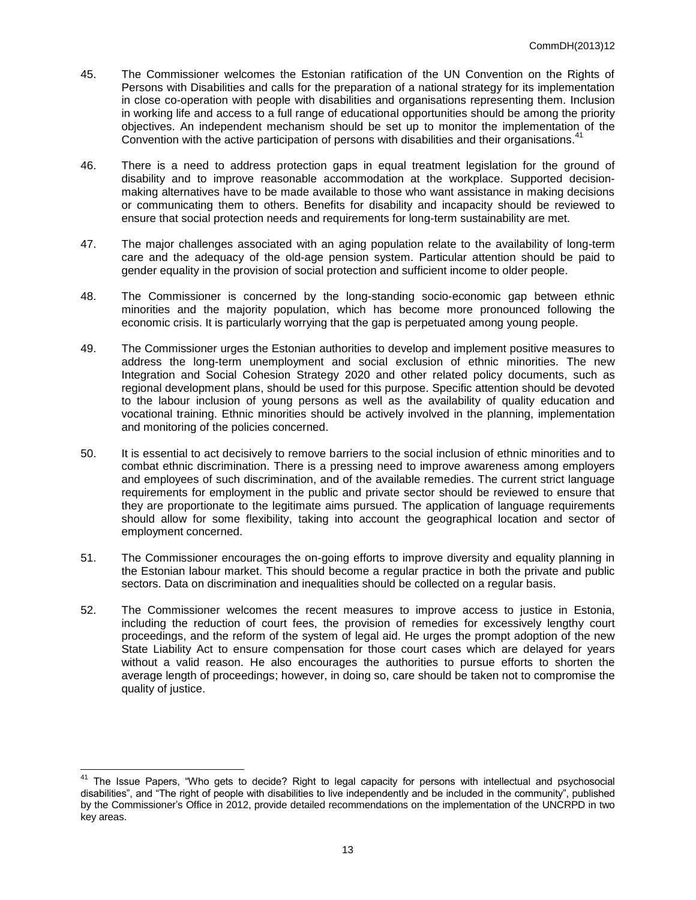45. The Commissioner welcomes the Estonian ratification of the UN Convention on the Rights of Persons with Disabilities and calls for the preparation of a national strategy for its implementation in close co-operation with people with disabilities and organisations representing them. Inclusion in working life and access to a full range of educational opportunities should be among the priority objectives. An independent mechanism should be set up to monitor the implementation of the Convention with the active participation of persons with disabilities and their organisations.[41]

46. There is a need to address protection gaps in equal treatment legislation for the ground of disability and to improve reasonable accommodation at the workplace. Supported decision-making alternatives have to be made available to those who want assistance in making decisions or communicating them to others. Benefits for disability and incapacity should be reviewed to ensure that social protection needs and requirements for long-term sustainability are met.

47. The major challenges associated with an aging population relate to the availability of long-term care and the adequacy of the old-age pension system. Particular attention should be paid to gender equality in the provision of social protection and sufficient income to older people.

48. The Commissioner is concerned by the long-standing socio-economic gap between ethnic minorities and the majority population, which has become more pronounced following the economic crisis. It is particularly worrying that the gap is perpetuated among young people.

49. The Commissioner urges the Estonian authorities to develop and implement positive measures to address the long-term unemployment and social exclusion of ethnic minorities. The new Integration and Social Cohesion Strategy 2020 and other related policy documents, such as regional development plans, should be used for this purpose. Specific attention should be devoted to the labour inclusion of young persons as well as the availability of quality education and vocational training. Ethnic minorities should be actively involved in the planning, implementation and monitoring of the policies concerned.

50. It is essential to act decisively to remove barriers to the social inclusion of ethnic minorities and to combat ethnic discrimination. There is a pressing need to improve awareness among employers and employees of such discrimination, and of the available remedies. The current strict language requirements for employment in the public and private sector should be reviewed to ensure that they are proportionate to the legitimate aims pursued. The application of language requirements should allow for some flexibility, taking into account the geographical location and sector of employment concerned.

51. The Commissioner encourages the on-going efforts to improve diversity and equality planning in the Estonian labour market. This should become a regular practice in both the private and public sectors. Data on discrimination and inequalities should be collected on a regular basis.

52. The Commissioner welcomes the recent measures to improve access to justice in Estonia, including the reduction of court fees, the provision of remedies for excessively lengthy court proceedings, and the reform of the system of legal aid. He urges the prompt adoption of the new State Liability Act to ensure compensation for those court cases which are delayed for years without a valid reason. He also encourages the authorities to pursue efforts to shorten the average length of proceedings; however, in doing so, care should be taken not to compromise the quality of justice.

---

[41] The Issue Papers, "Who gets to decide? Right to legal capacity for persons with intellectual and psychosocial disabilities", and "The right of people with disabilities to live independently and be included in the community", published by the Commissioner's Office in 2012, provide detailed recommendations on the implementation of the UNCRPD in two key areas.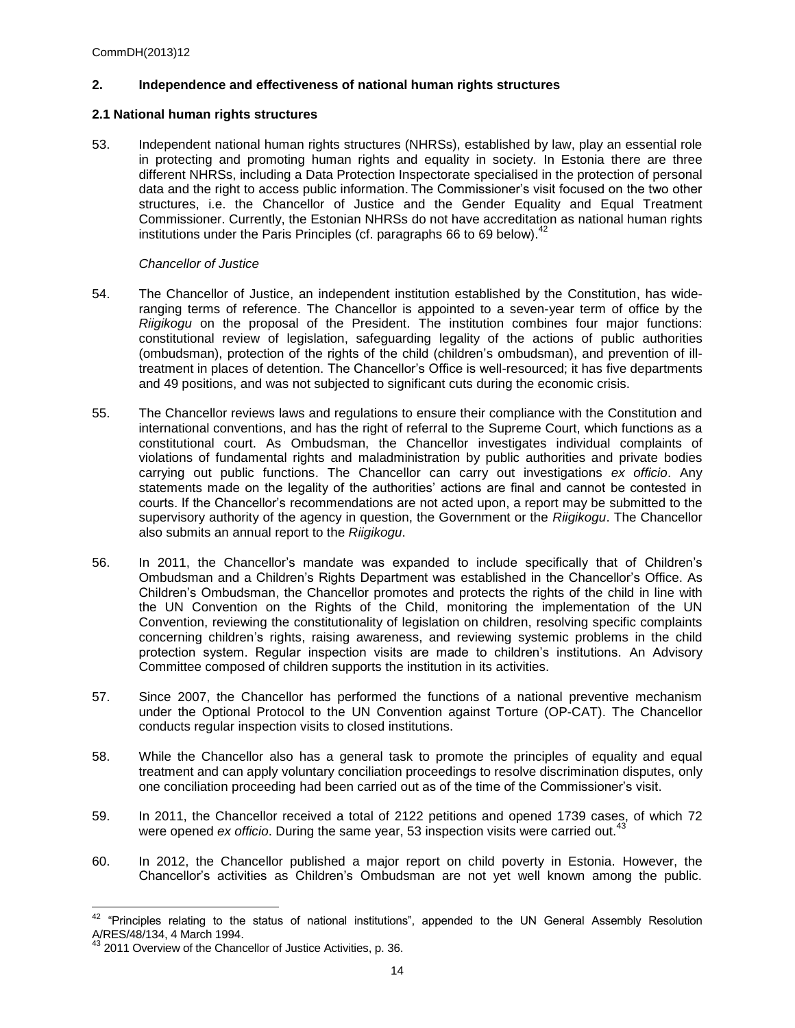## 2. Independence and effectiveness of national human rights structures

### 2.1 National human rights structures

53. Independent national human rights structures (NHRSs), established by law, play an essential role in protecting and promoting human rights and equality in society. In Estonia there are three different NHRSs, including a Data Protection Inspectorate specialised in the protection of personal data and the right to access public information. The Commissioner's visit focused on the two other structures, i.e. the Chancellor of Justice and the Gender Equality and Equal Treatment Commissioner. Currently, the Estonian NHRSs do not have accreditation as national human rights institutions under the Paris Principles (cf. paragraphs 66 to 69 below).[42]

*Chancellor of Justice*

54. The Chancellor of Justice, an independent institution established by the Constitution, has wide-ranging terms of reference. The Chancellor is appointed to a seven-year term of office by the *Riigikogu* on the proposal of the President. The institution combines four major functions: constitutional review of legislation, safeguarding legality of the actions of public authorities (ombudsman), protection of the rights of the child (children's ombudsman), and prevention of ill-treatment in places of detention. The Chancellor's Office is well-resourced; it has five departments and 49 positions, and was not subjected to significant cuts during the economic crisis.

55. The Chancellor reviews laws and regulations to ensure their compliance with the Constitution and international conventions, and has the right of referral to the Supreme Court, which functions as a constitutional court. As Ombudsman, the Chancellor investigates individual complaints of violations of fundamental rights and maladministration by public authorities and private bodies carrying out public functions. The Chancellor can carry out investigations *ex officio*. Any statements made on the legality of the authorities' actions are final and cannot be contested in courts. If the Chancellor's recommendations are not acted upon, a report may be submitted to the supervisory authority of the agency in question, the Government or the *Riigikogu*. The Chancellor also submits an annual report to the *Riigikogu*.

56. In 2011, the Chancellor's mandate was expanded to include specifically that of Children's Ombudsman and a Children's Rights Department was established in the Chancellor's Office. As Children's Ombudsman, the Chancellor promotes and protects the rights of the child in line with the UN Convention on the Rights of the Child, monitoring the implementation of the UN Convention, reviewing the constitutionality of legislation on children, resolving specific complaints concerning children's rights, raising awareness, and reviewing systemic problems in the child protection system. Regular inspection visits are made to children's institutions. An Advisory Committee composed of children supports the institution in its activities.

57. Since 2007, the Chancellor has performed the functions of a national preventive mechanism under the Optional Protocol to the UN Convention against Torture (OP-CAT). The Chancellor conducts regular inspection visits to closed institutions.

58. While the Chancellor also has a general task to promote the principles of equality and equal treatment and can apply voluntary conciliation proceedings to resolve discrimination disputes, only one conciliation proceeding had been carried out as of the time of the Commissioner's visit.

59. In 2011, the Chancellor received a total of 2122 petitions and opened 1739 cases, of which 72 were opened *ex officio*. During the same year, 53 inspection visits were carried out.[43]

60. In 2012, the Chancellor published a major report on child poverty in Estonia. However, the Chancellor's activities as Children's Ombudsman are not yet well known among the public.

---

[42] "Principles relating to the status of national institutions", appended to the UN General Assembly Resolution A/RES/48/134, 4 March 1994.

[43] 2011 Overview of the Chancellor of Justice Activities, p. 36.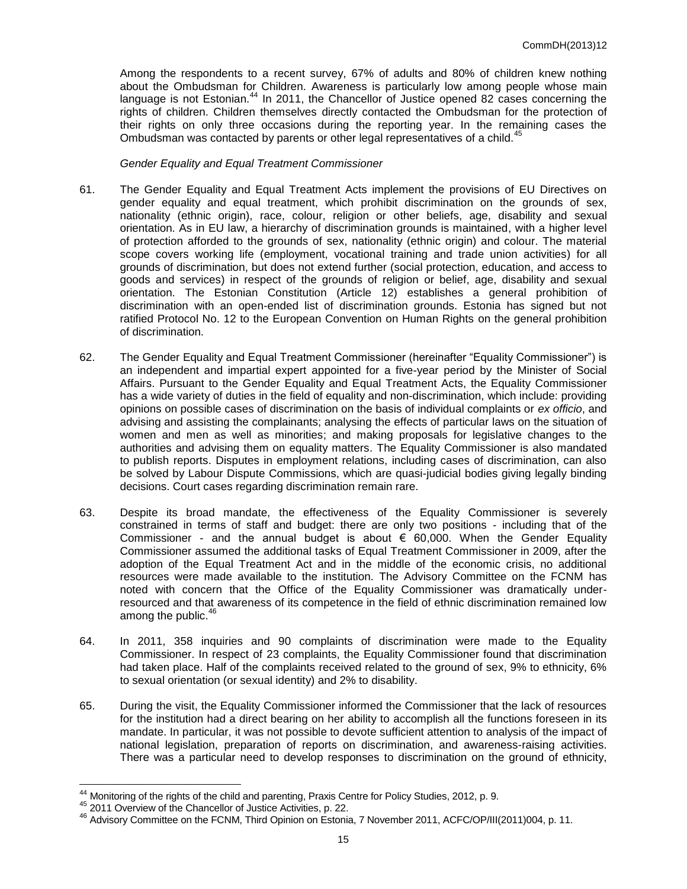Among the respondents to a recent survey, 67% of adults and 80% of children knew nothing about the Ombudsman for Children. Awareness is particularly low among people whose main language is not Estonian.[44] In 2011, the Chancellor of Justice opened 82 cases concerning the rights of children. Children themselves directly contacted the Ombudsman for the protection of their rights on only three occasions during the reporting year. In the remaining cases the Ombudsman was contacted by parents or other legal representatives of a child.[45]

*Gender Equality and Equal Treatment Commissioner*

61. The Gender Equality and Equal Treatment Acts implement the provisions of EU Directives on gender equality and equal treatment, which prohibit discrimination on the grounds of sex, nationality (ethnic origin), race, colour, religion or other beliefs, age, disability and sexual orientation. As in EU law, a hierarchy of discrimination grounds is maintained, with a higher level of protection afforded to the grounds of sex, nationality (ethnic origin) and colour. The material scope covers working life (employment, vocational training and trade union activities) for all grounds of discrimination, but does not extend further (social protection, education, and access to goods and services) in respect of the grounds of religion or belief, age, disability and sexual orientation. The Estonian Constitution (Article 12) establishes a general prohibition of discrimination with an open-ended list of discrimination grounds. Estonia has signed but not ratified Protocol No. 12 to the European Convention on Human Rights on the general prohibition of discrimination.

62. The Gender Equality and Equal Treatment Commissioner (hereinafter "Equality Commissioner") is an independent and impartial expert appointed for a five-year period by the Minister of Social Affairs. Pursuant to the Gender Equality and Equal Treatment Acts, the Equality Commissioner has a wide variety of duties in the field of equality and non-discrimination, which include: providing opinions on possible cases of discrimination on the basis of individual complaints or *ex officio*, and advising and assisting the complainants; analysing the effects of particular laws on the situation of women and men as well as minorities; and making proposals for legislative changes to the authorities and advising them on equality matters. The Equality Commissioner is also mandated to publish reports. Disputes in employment relations, including cases of discrimination, can also be solved by Labour Dispute Commissions, which are quasi-judicial bodies giving legally binding decisions. Court cases regarding discrimination remain rare.

63. Despite its broad mandate, the effectiveness of the Equality Commissioner is severely constrained in terms of staff and budget: there are only two positions - including that of the Commissioner - and the annual budget is about € 60,000. When the Gender Equality Commissioner assumed the additional tasks of Equal Treatment Commissioner in 2009, after the adoption of the Equal Treatment Act and in the middle of the economic crisis, no additional resources were made available to the institution. The Advisory Committee on the FCNM has noted with concern that the Office of the Equality Commissioner was dramatically under-resourced and that awareness of its competence in the field of ethnic discrimination remained low among the public.[46]

64. In 2011, 358 inquiries and 90 complaints of discrimination were made to the Equality Commissioner. In respect of 23 complaints, the Equality Commissioner found that discrimination had taken place. Half of the complaints received related to the ground of sex, 9% to ethnicity, 6% to sexual orientation (or sexual identity) and 2% to disability.

65. During the visit, the Equality Commissioner informed the Commissioner that the lack of resources for the institution had a direct bearing on her ability to accomplish all the functions foreseen in its mandate. In particular, it was not possible to devote sufficient attention to analysis of the impact of national legislation, preparation of reports on discrimination, and awareness-raising activities. There was a particular need to develop responses to discrimination on the ground of ethnicity,

---

[44] Monitoring of the rights of the child and parenting, Praxis Centre for Policy Studies, 2012, p. 9.

[45] 2011 Overview of the Chancellor of Justice Activities, p. 22.

[46] Advisory Committee on the FCNM, Third Opinion on Estonia, 7 November 2011, ACFC/OP/III(2011)004, p. 11.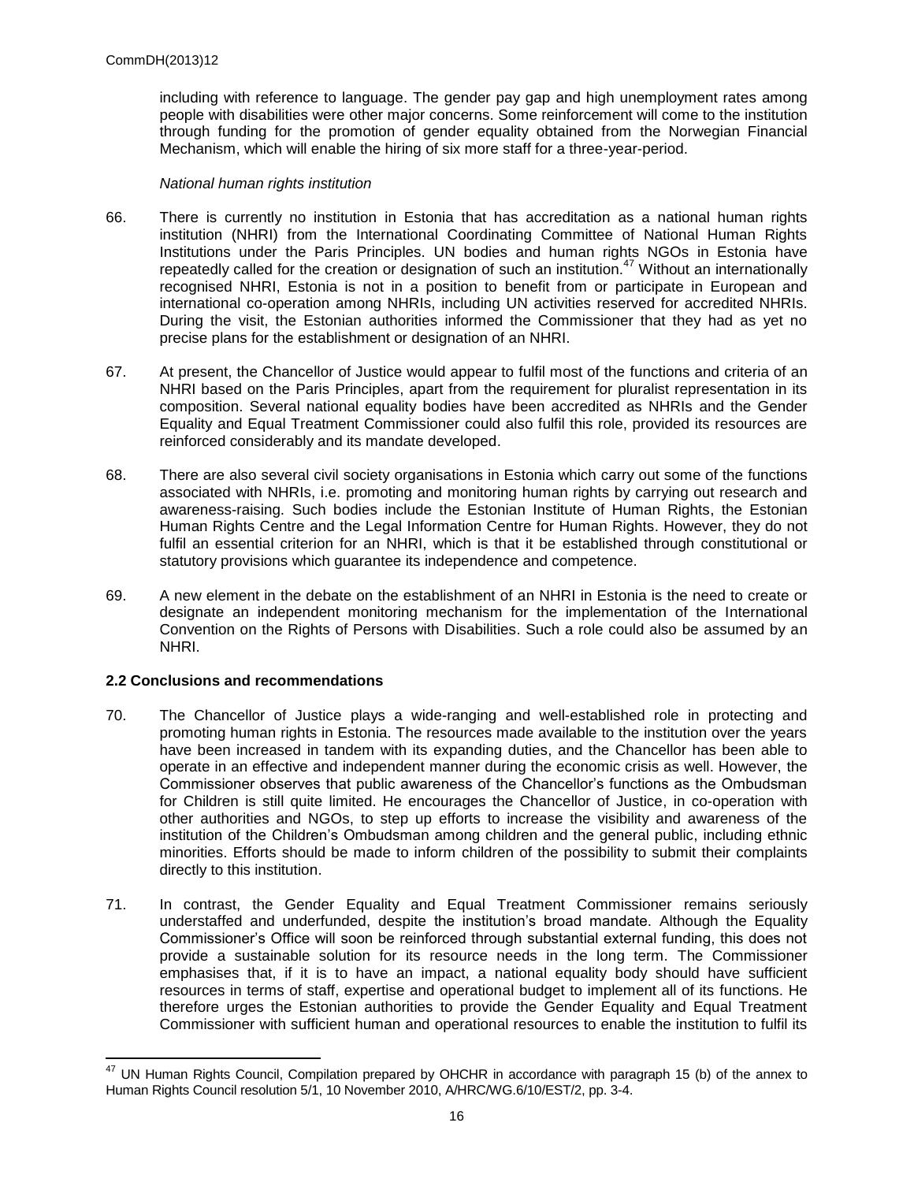including with reference to language. The gender pay gap and high unemployment rates among people with disabilities were other major concerns. Some reinforcement will come to the institution through funding for the promotion of gender equality obtained from the Norwegian Financial Mechanism, which will enable the hiring of six more staff for a three-year-period.

*National human rights institution*

66. There is currently no institution in Estonia that has accreditation as a national human rights institution (NHRI) from the International Coordinating Committee of National Human Rights Institutions under the Paris Principles. UN bodies and human rights NGOs in Estonia have repeatedly called for the creation or designation of such an institution.[47] Without an internationally recognised NHRI, Estonia is not in a position to benefit from or participate in European and international co-operation among NHRIs, including UN activities reserved for accredited NHRIs. During the visit, the Estonian authorities informed the Commissioner that they had as yet no precise plans for the establishment or designation of an NHRI.

67. At present, the Chancellor of Justice would appear to fulfil most of the functions and criteria of an NHRI based on the Paris Principles, apart from the requirement for pluralist representation in its composition. Several national equality bodies have been accredited as NHRIs and the Gender Equality and Equal Treatment Commissioner could also fulfil this role, provided its resources are reinforced considerably and its mandate developed.

68. There are also several civil society organisations in Estonia which carry out some of the functions associated with NHRIs, i.e. promoting and monitoring human rights by carrying out research and awareness-raising. Such bodies include the Estonian Institute of Human Rights, the Estonian Human Rights Centre and the Legal Information Centre for Human Rights. However, they do not fulfil an essential criterion for an NHRI, which is that it be established through constitutional or statutory provisions which guarantee its independence and competence.

69. A new element in the debate on the establishment of an NHRI in Estonia is the need to create or designate an independent monitoring mechanism for the implementation of the International Convention on the Rights of Persons with Disabilities. Such a role could also be assumed by an NHRI.

### 2.2 Conclusions and recommendations

70. The Chancellor of Justice plays a wide-ranging and well-established role in protecting and promoting human rights in Estonia. The resources made available to the institution over the years have been increased in tandem with its expanding duties, and the Chancellor has been able to operate in an effective and independent manner during the economic crisis as well. However, the Commissioner observes that public awareness of the Chancellor's functions as the Ombudsman for Children is still quite limited. He encourages the Chancellor of Justice, in co-operation with other authorities and NGOs, to step up efforts to increase the visibility and awareness of the institution of the Children's Ombudsman among children and the general public, including ethnic minorities. Efforts should be made to inform children of the possibility to submit their complaints directly to this institution.

71. In contrast, the Gender Equality and Equal Treatment Commissioner remains seriously understaffed and underfunded, despite the institution's broad mandate. Although the Equality Commissioner's Office will soon be reinforced through substantial external funding, this does not provide a sustainable solution for its resource needs in the long term. The Commissioner emphasises that, if it is to have an impact, a national equality body should have sufficient resources in terms of staff, expertise and operational budget to implement all of its functions. He therefore urges the Estonian authorities to provide the Gender Equality and Equal Treatment Commissioner with sufficient human and operational resources to enable the institution to fulfil its

---

[47] UN Human Rights Council, Compilation prepared by OHCHR in accordance with paragraph 15 (b) of the annex to Human Rights Council resolution 5/1, 10 November 2010, A/HRC/WG.6/10/EST/2, pp. 3-4.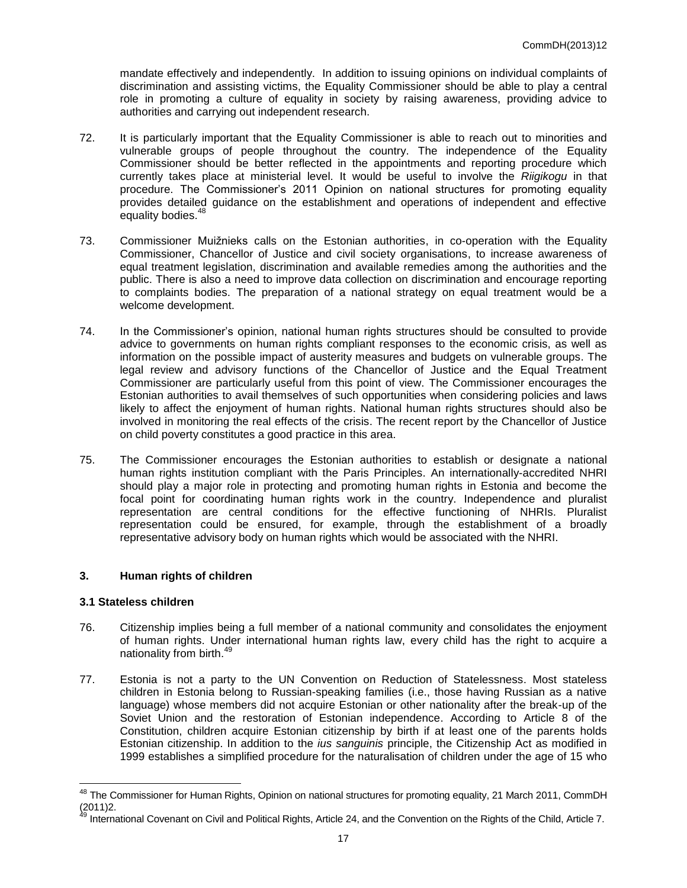mandate effectively and independently. In addition to issuing opinions on individual complaints of discrimination and assisting victims, the Equality Commissioner should be able to play a central role in promoting a culture of equality in society by raising awareness, providing advice to authorities and carrying out independent research.

72. It is particularly important that the Equality Commissioner is able to reach out to minorities and vulnerable groups of people throughout the country. The independence of the Equality Commissioner should be better reflected in the appointments and reporting procedure which currently takes place at ministerial level. It would be useful to involve the *Riigikogu* in that procedure. The Commissioner's 2011 Opinion on national structures for promoting equality provides detailed guidance on the establishment and operations of independent and effective equality bodies.[48]

73. Commissioner Muižnieks calls on the Estonian authorities, in co-operation with the Equality Commissioner, Chancellor of Justice and civil society organisations, to increase awareness of equal treatment legislation, discrimination and available remedies among the authorities and the public. There is also a need to improve data collection on discrimination and encourage reporting to complaints bodies. The preparation of a national strategy on equal treatment would be a welcome development.

74. In the Commissioner's opinion, national human rights structures should be consulted to provide advice to governments on human rights compliant responses to the economic crisis, as well as information on the possible impact of austerity measures and budgets on vulnerable groups. The legal review and advisory functions of the Chancellor of Justice and the Equal Treatment Commissioner are particularly useful from this point of view. The Commissioner encourages the Estonian authorities to avail themselves of such opportunities when considering policies and laws likely to affect the enjoyment of human rights. National human rights structures should also be involved in monitoring the real effects of the crisis. The recent report by the Chancellor of Justice on child poverty constitutes a good practice in this area.

75. The Commissioner encourages the Estonian authorities to establish or designate a national human rights institution compliant with the Paris Principles. An internationally-accredited NHRI should play a major role in protecting and promoting human rights in Estonia and become the focal point for coordinating human rights work in the country. Independence and pluralist representation are central conditions for the effective functioning of NHRIs. Pluralist representation could be ensured, for example, through the establishment of a broadly representative advisory body on human rights which would be associated with the NHRI.

## 3. Human rights of children

### 3.1 Stateless children

76. Citizenship implies being a full member of a national community and consolidates the enjoyment of human rights. Under international human rights law, every child has the right to acquire a nationality from birth.[49]

77. Estonia is not a party to the UN Convention on Reduction of Statelessness. Most stateless children in Estonia belong to Russian-speaking families (i.e., those having Russian as a native language) whose members did not acquire Estonian or other nationality after the break-up of the Soviet Union and the restoration of Estonian independence. According to Article 8 of the Constitution, children acquire Estonian citizenship by birth if at least one of the parents holds Estonian citizenship. In addition to the *ius sanguinis* principle, the Citizenship Act as modified in 1999 establishes a simplified procedure for the naturalisation of children under the age of 15 who

---

[48] The Commissioner for Human Rights, Opinion on national structures for promoting equality, 21 March 2011, CommDH (2011)2.

[49] International Covenant on Civil and Political Rights, Article 24, and the Convention on the Rights of the Child, Article 7.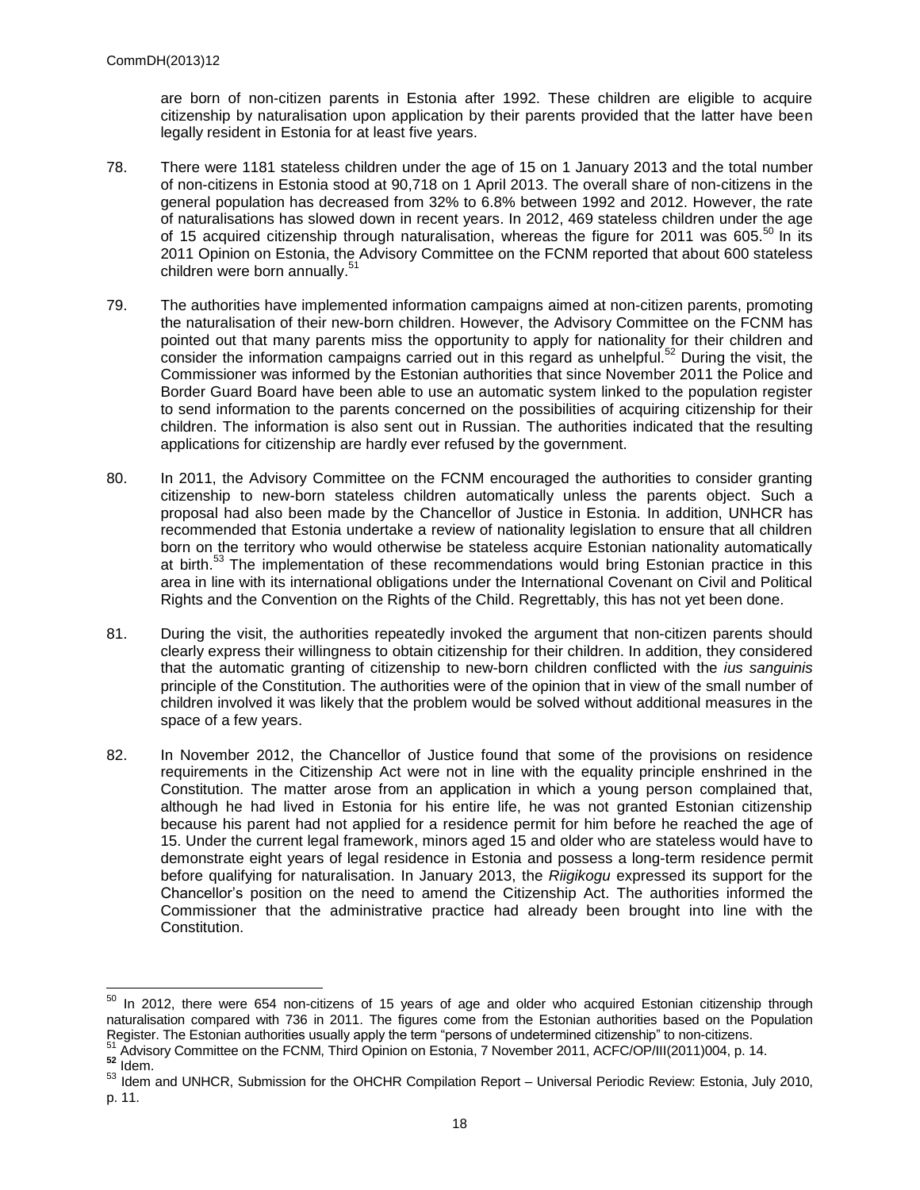are born of non-citizen parents in Estonia after 1992. These children are eligible to acquire citizenship by naturalisation upon application by their parents provided that the latter have been legally resident in Estonia for at least five years.

78. There were 1181 stateless children under the age of 15 on 1 January 2013 and the total number of non-citizens in Estonia stood at 90,718 on 1 April 2013. The overall share of non-citizens in the general population has decreased from 32% to 6.8% between 1992 and 2012. However, the rate of naturalisations has slowed down in recent years. In 2012, 469 stateless children under the age of 15 acquired citizenship through naturalisation, whereas the figure for 2011 was 605.[50] In its 2011 Opinion on Estonia, the Advisory Committee on the FCNM reported that about 600 stateless children were born annually.[51]

79. The authorities have implemented information campaigns aimed at non-citizen parents, promoting the naturalisation of their new-born children. However, the Advisory Committee on the FCNM has pointed out that many parents miss the opportunity to apply for nationality for their children and consider the information campaigns carried out in this regard as unhelpful.[52] During the visit, the Commissioner was informed by the Estonian authorities that since November 2011 the Police and Border Guard Board have been able to use an automatic system linked to the population register to send information to the parents concerned on the possibilities of acquiring citizenship for their children. The information is also sent out in Russian. The authorities indicated that the resulting applications for citizenship are hardly ever refused by the government.

80. In 2011, the Advisory Committee on the FCNM encouraged the authorities to consider granting citizenship to new-born stateless children automatically unless the parents object. Such a proposal had also been made by the Chancellor of Justice in Estonia. In addition, UNHCR has recommended that Estonia undertake a review of nationality legislation to ensure that all children born on the territory who would otherwise be stateless acquire Estonian nationality automatically at birth.[53] The implementation of these recommendations would bring Estonian practice in this area in line with its international obligations under the International Covenant on Civil and Political Rights and the Convention on the Rights of the Child. Regrettably, this has not yet been done.

81. During the visit, the authorities repeatedly invoked the argument that non-citizen parents should clearly express their willingness to obtain citizenship for their children. In addition, they considered that the automatic granting of citizenship to new-born children conflicted with the *ius sanguinis* principle of the Constitution. The authorities were of the opinion that in view of the small number of children involved it was likely that the problem would be solved without additional measures in the space of a few years.

82. In November 2012, the Chancellor of Justice found that some of the provisions on residence requirements in the Citizenship Act were not in line with the equality principle enshrined in the Constitution. The matter arose from an application in which a young person complained that, although he had lived in Estonia for his entire life, he was not granted Estonian citizenship because his parent had not applied for a residence permit for him before he reached the age of 15. Under the current legal framework, minors aged 15 and older who are stateless would have to demonstrate eight years of legal residence in Estonia and possess a long-term residence permit before qualifying for naturalisation. In January 2013, the *Riigikogu* expressed its support for the Chancellor's position on the need to amend the Citizenship Act. The authorities informed the Commissioner that the administrative practice had already been brought into line with the Constitution.

---

[50] In 2012, there were 654 non-citizens of 15 years of age and older who acquired Estonian citizenship through naturalisation compared with 736 in 2011. The figures come from the Estonian authorities based on the Population Register. The Estonian authorities usually apply the term "persons of undetermined citizenship" to non-citizens.

[51] Advisory Committee on the FCNM, Third Opinion on Estonia, 7 November 2011, ACFC/OP/III(2011)004, p. 14.

[52] Idem.

[53] Idem and UNHCR, Submission for the OHCHR Compilation Report – Universal Periodic Review: Estonia, July 2010, p. 11.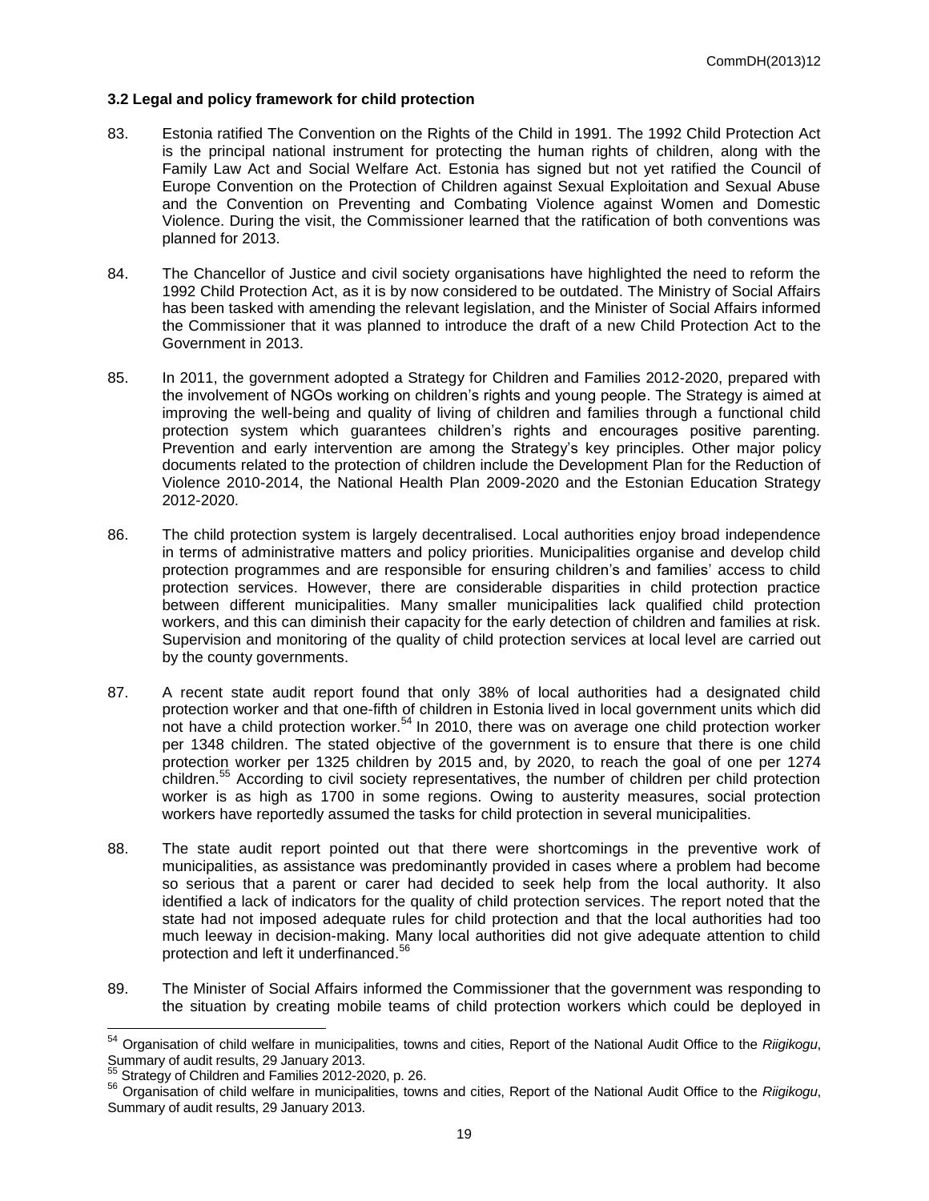### 3.2 Legal and policy framework for child protection

83. Estonia ratified The Convention on the Rights of the Child in 1991. The 1992 Child Protection Act is the principal national instrument for protecting the human rights of children, along with the Family Law Act and Social Welfare Act. Estonia has signed but not yet ratified the Council of Europe Convention on the Protection of Children against Sexual Exploitation and Sexual Abuse and the Convention on Preventing and Combating Violence against Women and Domestic Violence. During the visit, the Commissioner learned that the ratification of both conventions was planned for 2013.

84. The Chancellor of Justice and civil society organisations have highlighted the need to reform the 1992 Child Protection Act, as it is by now considered to be outdated. The Ministry of Social Affairs has been tasked with amending the relevant legislation, and the Minister of Social Affairs informed the Commissioner that it was planned to introduce the draft of a new Child Protection Act to the Government in 2013.

85. In 2011, the government adopted a Strategy for Children and Families 2012-2020, prepared with the involvement of NGOs working on children's rights and young people. The Strategy is aimed at improving the well-being and quality of living of children and families through a functional child protection system which guarantees children's rights and encourages positive parenting. Prevention and early intervention are among the Strategy's key principles. Other major policy documents related to the protection of children include the Development Plan for the Reduction of Violence 2010-2014, the National Health Plan 2009-2020 and the Estonian Education Strategy 2012-2020.

86. The child protection system is largely decentralised. Local authorities enjoy broad independence in terms of administrative matters and policy priorities. Municipalities organise and develop child protection programmes and are responsible for ensuring children's and families' access to child protection services. However, there are considerable disparities in child protection practice between different municipalities. Many smaller municipalities lack qualified child protection workers, and this can diminish their capacity for the early detection of children and families at risk. Supervision and monitoring of the quality of child protection services at local level are carried out by the county governments.

87. A recent state audit report found that only 38% of local authorities had a designated child protection worker and that one-fifth of children in Estonia lived in local government units which did not have a child protection worker.[54] In 2010, there was on average one child protection worker per 1348 children. The stated objective of the government is to ensure that there is one child protection worker per 1325 children by 2015 and, by 2020, to reach the goal of one per 1274 children.[55] According to civil society representatives, the number of children per child protection worker is as high as 1700 in some regions. Owing to austerity measures, social protection workers have reportedly assumed the tasks for child protection in several municipalities.

88. The state audit report pointed out that there were shortcomings in the preventive work of municipalities, as assistance was predominantly provided in cases where a problem had become so serious that a parent or carer had decided to seek help from the local authority. It also identified a lack of indicators for the quality of child protection services. The report noted that the state had not imposed adequate rules for child protection and that the local authorities had too much leeway in decision-making. Many local authorities did not give adequate attention to child protection and left it underfinanced.[56]

89. The Minister of Social Affairs informed the Commissioner that the government was responding to the situation by creating mobile teams of child protection workers which could be deployed in

---

[54] Organisation of child welfare in municipalities, towns and cities, Report of the National Audit Office to the *Riigikogu*, Summary of audit results, 29 January 2013.

[55] Strategy of Children and Families 2012-2020, p. 26.

[56] Organisation of child welfare in municipalities, towns and cities, Report of the National Audit Office to the *Riigikogu*, Summary of audit results, 29 January 2013.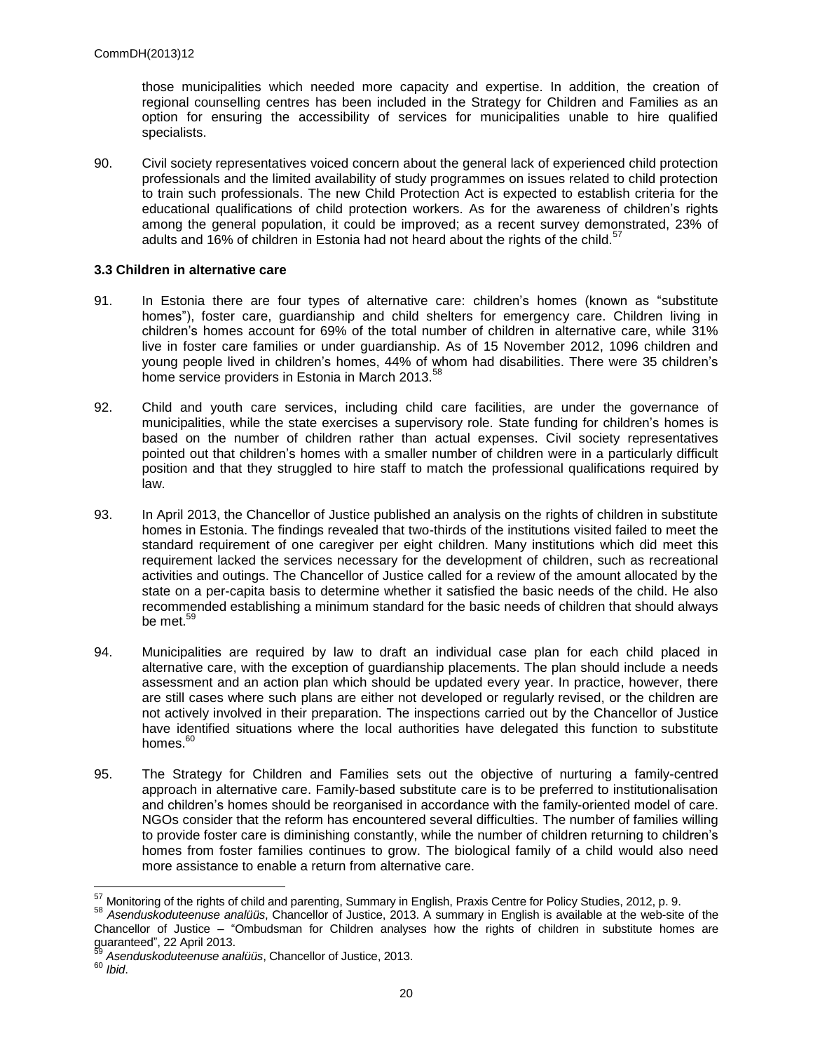those municipalities which needed more capacity and expertise. In addition, the creation of regional counselling centres has been included in the Strategy for Children and Families as an option for ensuring the accessibility of services for municipalities unable to hire qualified specialists.

90. Civil society representatives voiced concern about the general lack of experienced child protection professionals and the limited availability of study programmes on issues related to child protection to train such professionals. The new Child Protection Act is expected to establish criteria for the educational qualifications of child protection workers. As for the awareness of children's rights among the general population, it could be improved; as a recent survey demonstrated, 23% of adults and 16% of children in Estonia had not heard about the rights of the child.[57]

### 3.3 Children in alternative care

91. In Estonia there are four types of alternative care: children's homes (known as "substitute homes"), foster care, guardianship and child shelters for emergency care. Children living in children's homes account for 69% of the total number of children in alternative care, while 31% live in foster care families or under guardianship. As of 15 November 2012, 1096 children and young people lived in children's homes, 44% of whom had disabilities. There were 35 children's home service providers in Estonia in March 2013.[58]

92. Child and youth care services, including child care facilities, are under the governance of municipalities, while the state exercises a supervisory role. State funding for children's homes is based on the number of children rather than actual expenses. Civil society representatives pointed out that children's homes with a smaller number of children were in a particularly difficult position and that they struggled to hire staff to match the professional qualifications required by law.

93. In April 2013, the Chancellor of Justice published an analysis on the rights of children in substitute homes in Estonia. The findings revealed that two-thirds of the institutions visited failed to meet the standard requirement of one caregiver per eight children. Many institutions which did meet this requirement lacked the services necessary for the development of children, such as recreational activities and outings. The Chancellor of Justice called for a review of the amount allocated by the state on a per-capita basis to determine whether it satisfied the basic needs of the child. He also recommended establishing a minimum standard for the basic needs of children that should always be met.[59]

94. Municipalities are required by law to draft an individual case plan for each child placed in alternative care, with the exception of guardianship placements. The plan should include a needs assessment and an action plan which should be updated every year. In practice, however, there are still cases where such plans are either not developed or regularly revised, or the children are not actively involved in their preparation. The inspections carried out by the Chancellor of Justice have identified situations where the local authorities have delegated this function to substitute homes.[60]

95. The Strategy for Children and Families sets out the objective of nurturing a family-centred approach in alternative care. Family-based substitute care is to be preferred to institutionalisation and children's homes should be reorganised in accordance with the family-oriented model of care. NGOs consider that the reform has encountered several difficulties. The number of families willing to provide foster care is diminishing constantly, while the number of children returning to children's homes from foster families continues to grow. The biological family of a child would also need more assistance to enable a return from alternative care.

---

[57] Monitoring of the rights of child and parenting, Summary in English, Praxis Centre for Policy Studies, 2012, p. 9.

[58] *Asenduskoduteenuse analüüs*, Chancellor of Justice, 2013. A summary in English is available at the web-site of the Chancellor of Justice – "Ombudsman for Children analyses how the rights of children in substitute homes are guaranteed", 22 April 2013.

[59] *Asenduskoduteenuse analüüs*, Chancellor of Justice, 2013.

[60] *Ibid*.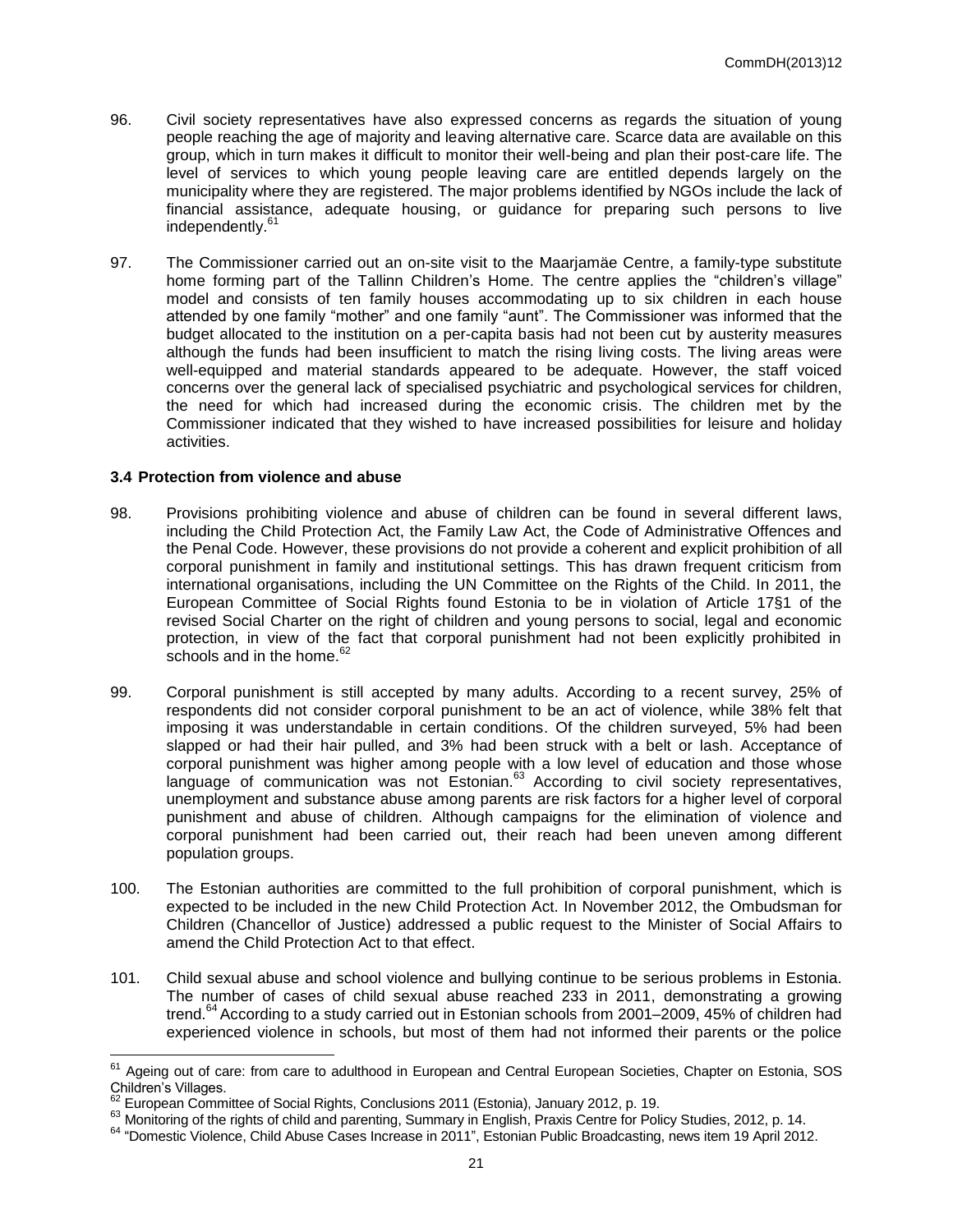96. Civil society representatives have also expressed concerns as regards the situation of young people reaching the age of majority and leaving alternative care. Scarce data are available on this group, which in turn makes it difficult to monitor their well-being and plan their post-care life. The level of services to which young people leaving care are entitled depends largely on the municipality where they are registered. The major problems identified by NGOs include the lack of financial assistance, adequate housing, or guidance for preparing such persons to live independently.[61]

97. The Commissioner carried out an on-site visit to the Maarjamäe Centre, a family-type substitute home forming part of the Tallinn Children's Home. The centre applies the "children's village" model and consists of ten family houses accommodating up to six children in each house attended by one family "mother" and one family "aunt". The Commissioner was informed that the budget allocated to the institution on a per-capita basis had not been cut by austerity measures although the funds had been insufficient to match the rising living costs. The living areas were well-equipped and material standards appeared to be adequate. However, the staff voiced concerns over the general lack of specialised psychiatric and psychological services for children, the need for which had increased during the economic crisis. The children met by the Commissioner indicated that they wished to have increased possibilities for leisure and holiday activities.

### 3.4 Protection from violence and abuse

98. Provisions prohibiting violence and abuse of children can be found in several different laws, including the Child Protection Act, the Family Law Act, the Code of Administrative Offences and the Penal Code. However, these provisions do not provide a coherent and explicit prohibition of all corporal punishment in family and institutional settings. This has drawn frequent criticism from international organisations, including the UN Committee on the Rights of the Child. In 2011, the European Committee of Social Rights found Estonia to be in violation of Article 17§1 of the revised Social Charter on the right of children and young persons to social, legal and economic protection, in view of the fact that corporal punishment had not been explicitly prohibited in schools and in the home.[62]

99. Corporal punishment is still accepted by many adults. According to a recent survey, 25% of respondents did not consider corporal punishment to be an act of violence, while 38% felt that imposing it was understandable in certain conditions. Of the children surveyed, 5% had been slapped or had their hair pulled, and 3% had been struck with a belt or lash. Acceptance of corporal punishment was higher among people with a low level of education and those whose language of communication was not Estonian.[63] According to civil society representatives, unemployment and substance abuse among parents are risk factors for a higher level of corporal punishment and abuse of children. Although campaigns for the elimination of violence and corporal punishment had been carried out, their reach had been uneven among different population groups.

100. The Estonian authorities are committed to the full prohibition of corporal punishment, which is expected to be included in the new Child Protection Act. In November 2012, the Ombudsman for Children (Chancellor of Justice) addressed a public request to the Minister of Social Affairs to amend the Child Protection Act to that effect.

101. Child sexual abuse and school violence and bullying continue to be serious problems in Estonia. The number of cases of child sexual abuse reached 233 in 2011, demonstrating a growing trend.[64] According to a study carried out in Estonian schools from 2001–2009, 45% of children had experienced violence in schools, but most of them had not informed their parents or the police

---

[61] Ageing out of care: from care to adulthood in European and Central European Societies, Chapter on Estonia, SOS Children's Villages.

[62] European Committee of Social Rights, Conclusions 2011 (Estonia), January 2012, p. 19.

[63] Monitoring of the rights of child and parenting, Summary in English, Praxis Centre for Policy Studies, 2012, p. 14.

[64] "Domestic Violence, Child Abuse Cases Increase in 2011", Estonian Public Broadcasting, news item 19 April 2012.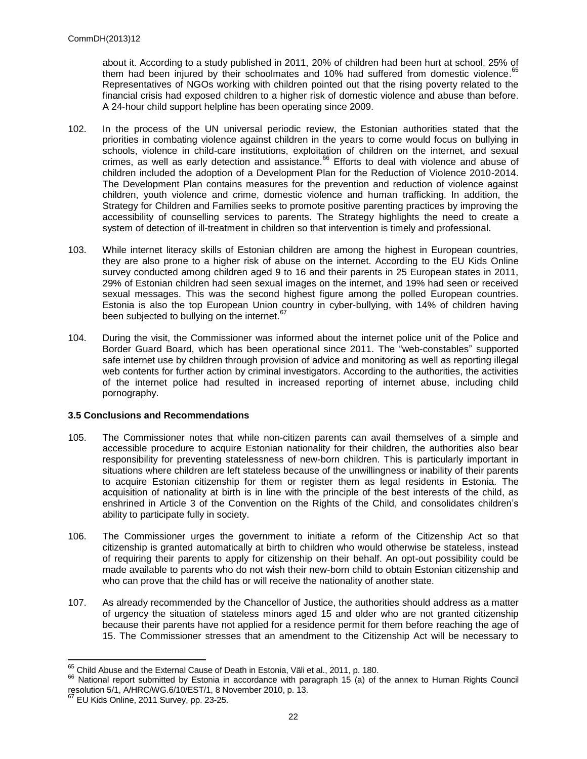about it. According to a study published in 2011, 20% of children had been hurt at school, 25% of them had been injured by their schoolmates and 10% had suffered from domestic violence.[65] Representatives of NGOs working with children pointed out that the rising poverty related to the financial crisis had exposed children to a higher risk of domestic violence and abuse than before. A 24-hour child support helpline has been operating since 2009.

102. In the process of the UN universal periodic review, the Estonian authorities stated that the priorities in combating violence against children in the years to come would focus on bullying in schools, violence in child-care institutions, exploitation of children on the internet, and sexual crimes, as well as early detection and assistance.[66] Efforts to deal with violence and abuse of children included the adoption of a Development Plan for the Reduction of Violence 2010-2014. The Development Plan contains measures for the prevention and reduction of violence against children, youth violence and crime, domestic violence and human trafficking. In addition, the Strategy for Children and Families seeks to promote positive parenting practices by improving the accessibility of counselling services to parents. The Strategy highlights the need to create a system of detection of ill-treatment in children so that intervention is timely and professional.

103. While internet literacy skills of Estonian children are among the highest in European countries, they are also prone to a higher risk of abuse on the internet. According to the EU Kids Online survey conducted among children aged 9 to 16 and their parents in 25 European states in 2011, 29% of Estonian children had seen sexual images on the internet, and 19% had seen or received sexual messages. This was the second highest figure among the polled European countries. Estonia is also the top European Union country in cyber-bullying, with 14% of children having been subjected to bullying on the internet.[67]

104. During the visit, the Commissioner was informed about the internet police unit of the Police and Border Guard Board, which has been operational since 2011. The "web-constables" supported safe internet use by children through provision of advice and monitoring as well as reporting illegal web contents for further action by criminal investigators. According to the authorities, the activities of the internet police had resulted in increased reporting of internet abuse, including child pornography.

### 3.5 Conclusions and Recommendations

105. The Commissioner notes that while non-citizen parents can avail themselves of a simple and accessible procedure to acquire Estonian nationality for their children, the authorities also bear responsibility for preventing statelessness of new-born children. This is particularly important in situations where children are left stateless because of the unwillingness or inability of their parents to acquire Estonian citizenship for them or register them as legal residents in Estonia. The acquisition of nationality at birth is in line with the principle of the best interests of the child, as enshrined in Article 3 of the Convention on the Rights of the Child, and consolidates children's ability to participate fully in society.

106. The Commissioner urges the government to initiate a reform of the Citizenship Act so that citizenship is granted automatically at birth to children who would otherwise be stateless, instead of requiring their parents to apply for citizenship on their behalf. An opt-out possibility could be made available to parents who do not wish their new-born child to obtain Estonian citizenship and who can prove that the child has or will receive the nationality of another state.

107. As already recommended by the Chancellor of Justice, the authorities should address as a matter of urgency the situation of stateless minors aged 15 and older who are not granted citizenship because their parents have not applied for a residence permit for them before reaching the age of 15. The Commissioner stresses that an amendment to the Citizenship Act will be necessary to

---

[65] Child Abuse and the External Cause of Death in Estonia, Väli et al., 2011, p. 180.

[66] National report submitted by Estonia in accordance with paragraph 15 (a) of the annex to Human Rights Council resolution 5/1, A/HRC/WG.6/10/EST/1, 8 November 2010, p. 13.

[67] EU Kids Online, 2011 Survey, pp. 23-25.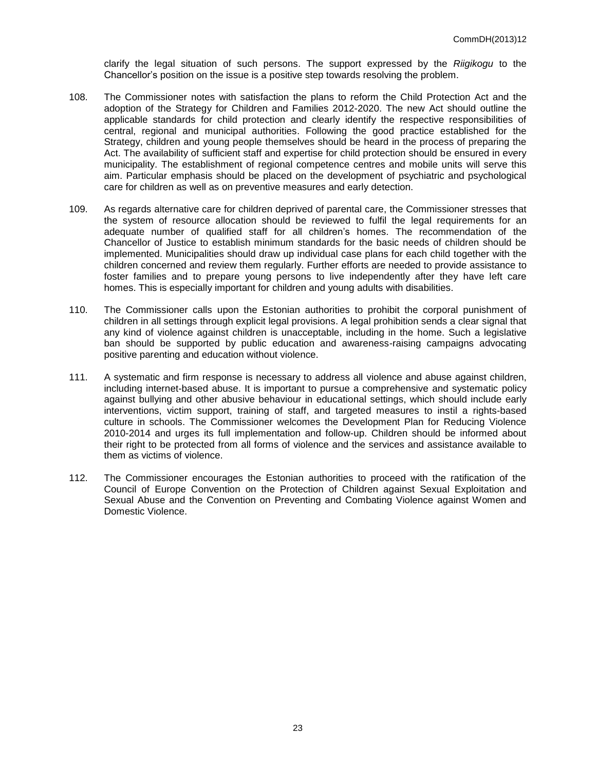clarify the legal situation of such persons. The support expressed by the *Riigikogu* to the Chancellor's position on the issue is a positive step towards resolving the problem.

108. The Commissioner notes with satisfaction the plans to reform the Child Protection Act and the adoption of the Strategy for Children and Families 2012-2020. The new Act should outline the applicable standards for child protection and clearly identify the respective responsibilities of central, regional and municipal authorities. Following the good practice established for the Strategy, children and young people themselves should be heard in the process of preparing the Act. The availability of sufficient staff and expertise for child protection should be ensured in every municipality. The establishment of regional competence centres and mobile units will serve this aim. Particular emphasis should be placed on the development of psychiatric and psychological care for children as well as on preventive measures and early detection.

109. As regards alternative care for children deprived of parental care, the Commissioner stresses that the system of resource allocation should be reviewed to fulfil the legal requirements for an adequate number of qualified staff for all children's homes. The recommendation of the Chancellor of Justice to establish minimum standards for the basic needs of children should be implemented. Municipalities should draw up individual case plans for each child together with the children concerned and review them regularly. Further efforts are needed to provide assistance to foster families and to prepare young persons to live independently after they have left care homes. This is especially important for children and young adults with disabilities.

110. The Commissioner calls upon the Estonian authorities to prohibit the corporal punishment of children in all settings through explicit legal provisions. A legal prohibition sends a clear signal that any kind of violence against children is unacceptable, including in the home. Such a legislative ban should be supported by public education and awareness-raising campaigns advocating positive parenting and education without violence.

111. A systematic and firm response is necessary to address all violence and abuse against children, including internet-based abuse. It is important to pursue a comprehensive and systematic policy against bullying and other abusive behaviour in educational settings, which should include early interventions, victim support, training of staff, and targeted measures to instil a rights-based culture in schools. The Commissioner welcomes the Development Plan for Reducing Violence 2010-2014 and urges its full implementation and follow-up. Children should be informed about their right to be protected from all forms of violence and the services and assistance available to them as victims of violence.

112. The Commissioner encourages the Estonian authorities to proceed with the ratification of the Council of Europe Convention on the Protection of Children against Sexual Exploitation and Sexual Abuse and the Convention on Preventing and Combating Violence against Women and Domestic Violence.